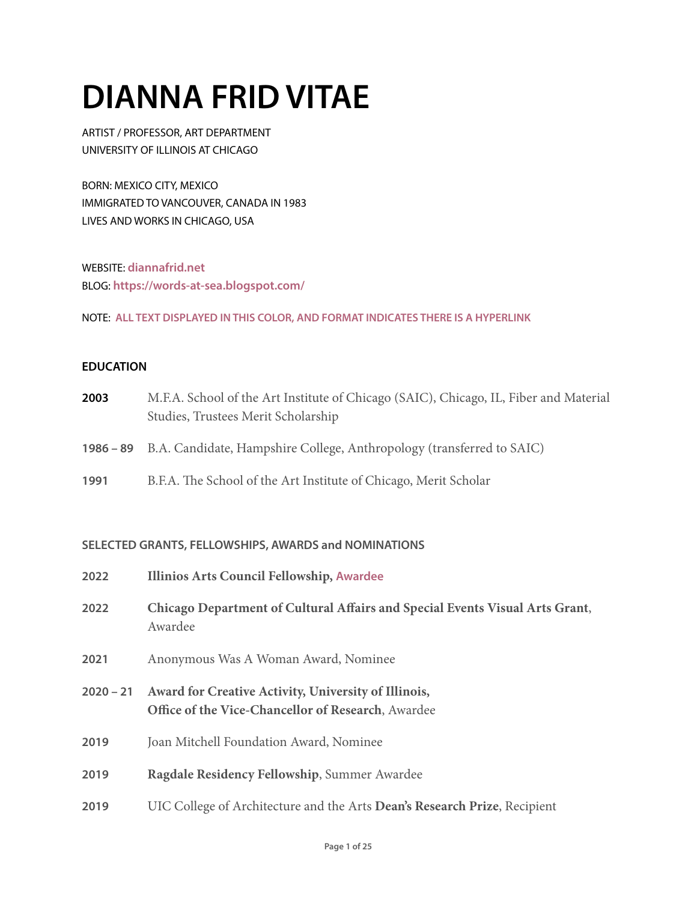# DIANNA FRID VITAE

ARTIST / PROFESSOR, ART DEPARTMENT
UNIVERSITY OF ILLINOIS AT CHICAGO

BORN: MEXICO CITY, MEXICO
IMMIGRATED TO VANCOUVER, CANADA IN 1983
LIVES AND WORKS IN CHICAGO, USA

WEBSITE: **diannafrid.net**
BLOG: **https://words-at-sea.blogspot.com/**

NOTE: **ALL TEXT DISPLAYED IN THIS COLOR, AND FORMAT INDICATES THERE IS A HYPERLINK**

## EDUCATION

**2003** M.F.A. School of the Art Institute of Chicago (SAIC), Chicago, IL, Fiber and Material Studies, Trustees Merit Scholarship

**1986 – 89** B.A. Candidate, Hampshire College, Anthropology (transferred to SAIC)

**1991** B.F.A. The School of the Art Institute of Chicago, Merit Scholar

## SELECTED GRANTS, FELLOWSHIPS, AWARDS and NOMINATIONS

**2022** **Illinios Arts Council Fellowship**, **Awardee**

**2022** **Chicago Department of Cultural Affairs and Special Events Visual Arts Grant**, Awardee

**2021** Anonymous Was A Woman Award, Nominee

**2020 – 21** **Award for Creative Activity, University of Illinois, Office of the Vice-Chancellor of Research**, Awardee

**2019** Joan Mitchell Foundation Award, Nominee

**2019** **Ragdale Residency Fellowship**, Summer Awardee

**2019** UIC College of Architecture and the Arts **Dean's Research Prize**, Recipient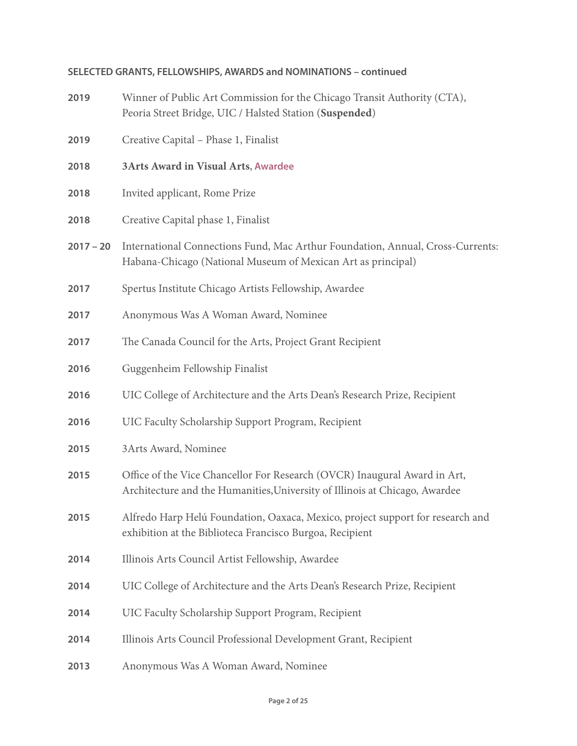**SELECTED GRANTS, FELLOWSHIPS, AWARDS and NOMINATIONS – continued**

**2019** Winner of Public Art Commission for the Chicago Transit Authority (CTA), Peoria Street Bridge, UIC / Halsted Station (**Suspended**)

**2019** Creative Capital – Phase 1, Finalist

**2018** **3Arts Award in Visual Arts**, **Awardee**

**2018** Invited applicant, Rome Prize

**2018** Creative Capital phase 1, Finalist

**2017 – 20** International Connections Fund, Mac Arthur Foundation, Annual, Cross-Currents: Habana-Chicago (National Museum of Mexican Art as principal)

**2017** Spertus Institute Chicago Artists Fellowship, Awardee

**2017** Anonymous Was A Woman Award, Nominee

**2017** The Canada Council for the Arts, Project Grant Recipient

**2016** Guggenheim Fellowship Finalist

**2016** UIC College of Architecture and the Arts Dean's Research Prize, Recipient

**2016** UIC Faculty Scholarship Support Program, Recipient

**2015** 3Arts Award, Nominee

**2015** Office of the Vice Chancellor For Research (OVCR) Inaugural Award in Art, Architecture and the Humanities,University of Illinois at Chicago, Awardee

**2015** Alfredo Harp Helú Foundation, Oaxaca, Mexico, project support for research and exhibition at the Biblioteca Francisco Burgoa, Recipient

**2014** Illinois Arts Council Artist Fellowship, Awardee

**2014** UIC College of Architecture and the Arts Dean's Research Prize, Recipient

**2014** UIC Faculty Scholarship Support Program, Recipient

**2014** Illinois Arts Council Professional Development Grant, Recipient

**2013** Anonymous Was A Woman Award, Nominee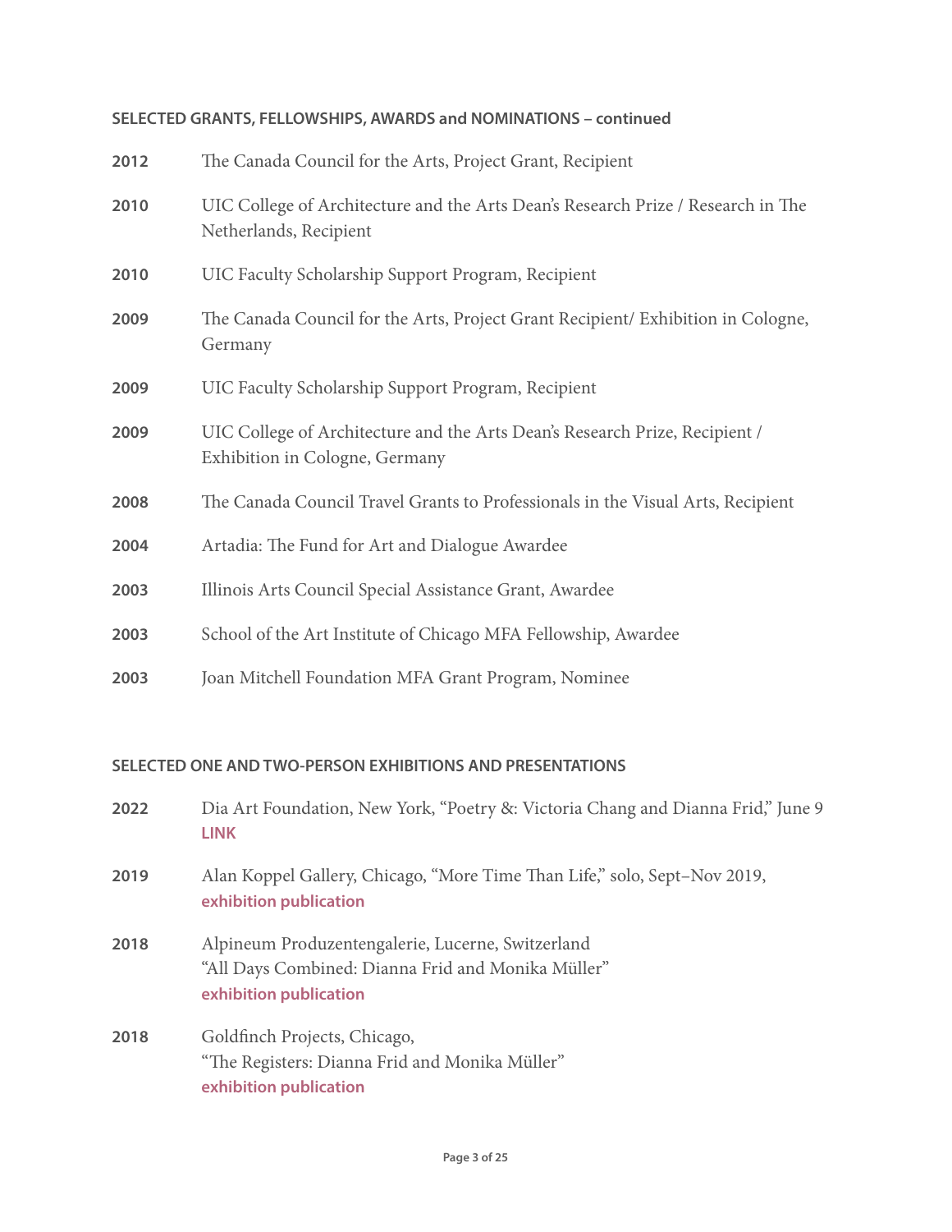### SELECTED GRANTS, FELLOWSHIPS, AWARDS and NOMINATIONS – continued

**2012** The Canada Council for the Arts, Project Grant, Recipient

**2010** UIC College of Architecture and the Arts Dean's Research Prize / Research in The Netherlands, Recipient

**2010** UIC Faculty Scholarship Support Program, Recipient

**2009** The Canada Council for the Arts, Project Grant Recipient/ Exhibition in Cologne, Germany

**2009** UIC Faculty Scholarship Support Program, Recipient

**2009** UIC College of Architecture and the Arts Dean's Research Prize, Recipient / Exhibition in Cologne, Germany

**2008** The Canada Council Travel Grants to Professionals in the Visual Arts, Recipient

**2004** Artadia: The Fund for Art and Dialogue Awardee

**2003** Illinois Arts Council Special Assistance Grant, Awardee

**2003** School of the Art Institute of Chicago MFA Fellowship, Awardee

**2003** Joan Mitchell Foundation MFA Grant Program, Nominee

### SELECTED ONE AND TWO-PERSON EXHIBITIONS AND PRESENTATIONS

**2022** Dia Art Foundation, New York, "Poetry &: Victoria Chang and Dianna Frid," June 9
**LINK**

**2019** Alan Koppel Gallery, Chicago, "More Time Than Life," solo, Sept–Nov 2019,
**exhibition publication**

**2018** Alpineum Produzentengalerie, Lucerne, Switzerland
"All Days Combined: Dianna Frid and Monika Müller"
**exhibition publication**

**2018** Goldfinch Projects, Chicago,
"The Registers: Dianna Frid and Monika Müller"
**exhibition publication**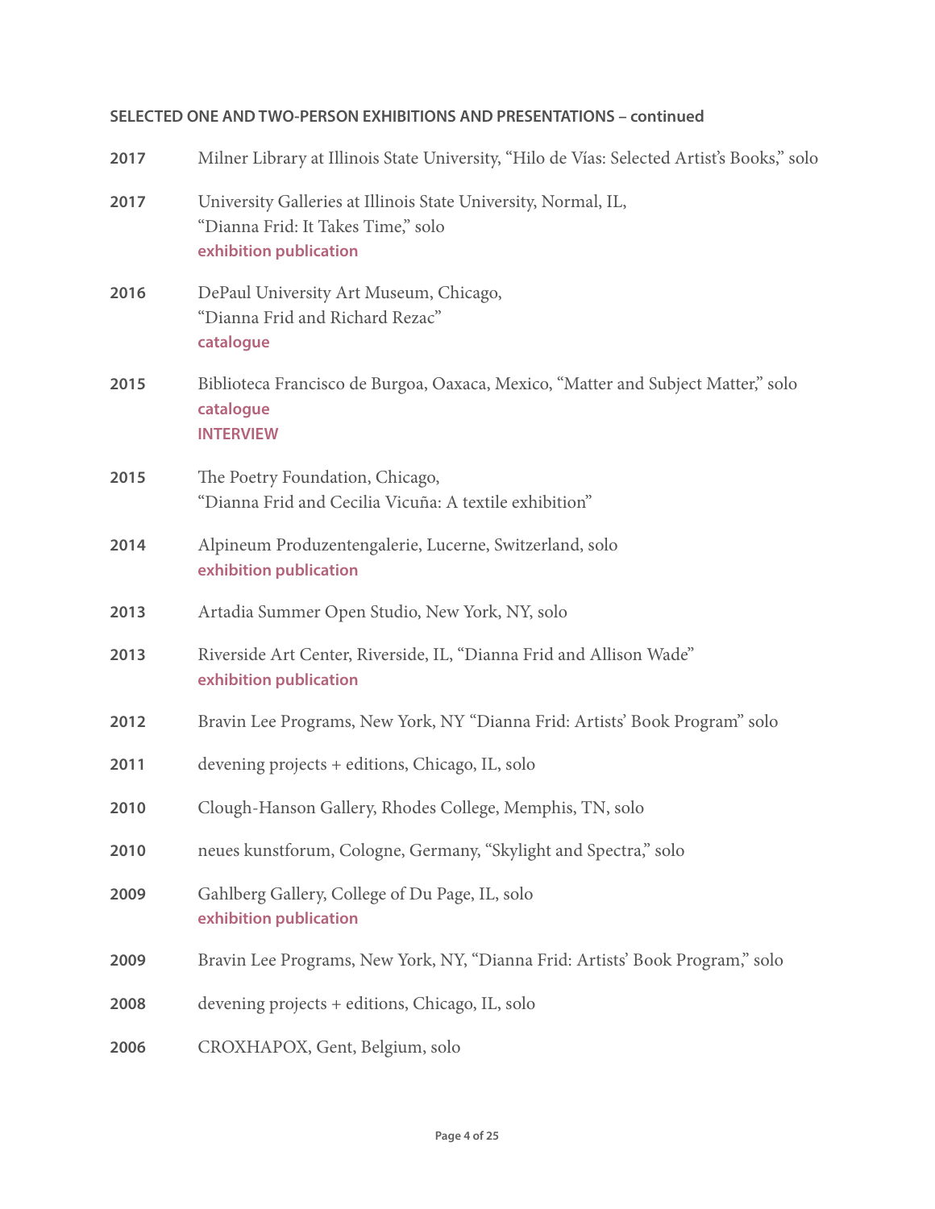**SELECTED ONE AND TWO-PERSON EXHIBITIONS AND PRESENTATIONS – continued**

**2017** Milner Library at Illinois State University, "Hilo de Vías: Selected Artist's Books," solo

**2017** University Galleries at Illinois State University, Normal, IL,
"Dianna Frid: It Takes Time," solo
**exhibition publication**

**2016** DePaul University Art Museum, Chicago,
"Dianna Frid and Richard Rezac"
**catalogue**

**2015** Biblioteca Francisco de Burgoa, Oaxaca, Mexico, "Matter and Subject Matter," solo
**catalogue**
**INTERVIEW**

**2015** The Poetry Foundation, Chicago,
"Dianna Frid and Cecilia Vicuña: A textile exhibition"

**2014** Alpineum Produzentengalerie, Lucerne, Switzerland, solo
**exhibition publication**

**2013** Artadia Summer Open Studio, New York, NY, solo

**2013** Riverside Art Center, Riverside, IL, "Dianna Frid and Allison Wade"
**exhibition publication**

**2012** Bravin Lee Programs, New York, NY "Dianna Frid: Artists' Book Program" solo

**2011** devening projects + editions, Chicago, IL, solo

**2010** Clough-Hanson Gallery, Rhodes College, Memphis, TN, solo

**2010** neues kunstforum, Cologne, Germany, "Skylight and Spectra," solo

**2009** Gahlberg Gallery, College of Du Page, IL, solo
**exhibition publication**

**2009** Bravin Lee Programs, New York, NY, "Dianna Frid: Artists' Book Program," solo

**2008** devening projects + editions, Chicago, IL, solo

**2006** CROXHAPOX, Gent, Belgium, solo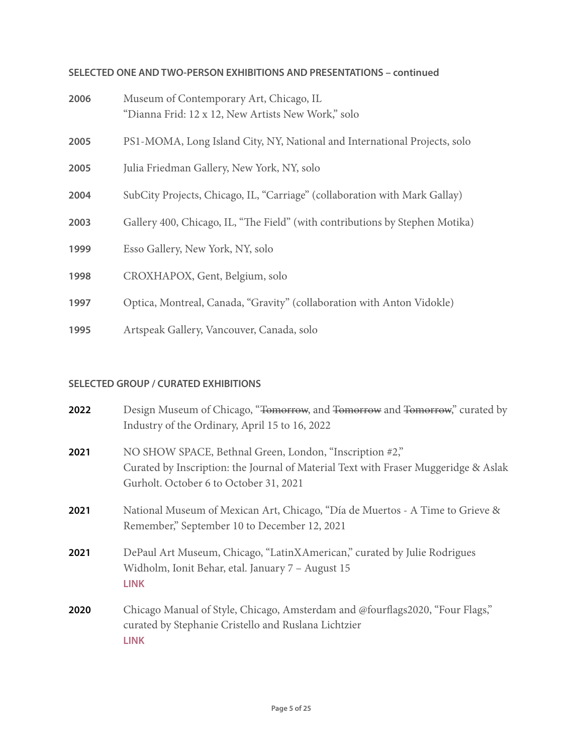### SELECTED ONE AND TWO-PERSON EXHIBITIONS AND PRESENTATIONS – continued

**2006** Museum of Contemporary Art, Chicago, IL
"Dianna Frid: 12 x 12, New Artists New Work," solo

**2005** PS1-MOMA, Long Island City, NY, National and International Projects, solo

**2005** Julia Friedman Gallery, New York, NY, solo

**2004** SubCity Projects, Chicago, IL, "Carriage" (collaboration with Mark Gallay)

**2003** Gallery 400, Chicago, IL, "The Field" (with contributions by Stephen Motika)

**1999** Esso Gallery, New York, NY, solo

**1998** CROXHAPOX, Gent, Belgium, solo

**1997** Optica, Montreal, Canada, "Gravity" (collaboration with Anton Vidokle)

**1995** Artspeak Gallery, Vancouver, Canada, solo

### SELECTED GROUP / CURATED EXHIBITIONS

**2022** Design Museum of Chicago, "~~Tomorrow~~, and ~~Tomorrow~~ and ~~Tomorrow~~," curated by Industry of the Ordinary, April 15 to 16, 2022

**2021** NO SHOW SPACE, Bethnal Green, London, "Inscription #2,"
Curated by Inscription: the Journal of Material Text with Fraser Muggeridge & Aslak Gurholt. October 6 to October 31, 2021

**2021** National Museum of Mexican Art, Chicago, "Día de Muertos - A Time to Grieve & Remember," September 10 to December 12, 2021

**2021** DePaul Art Museum, Chicago, "LatinXAmerican," curated by Julie Rodrigues Widholm, Ionit Behar, etal. January 7 – August 15
**LINK**

**2020** Chicago Manual of Style, Chicago, Amsterdam and @fourflags2020, "Four Flags," curated by Stephanie Cristello and Ruslana Lichtzier
**LINK**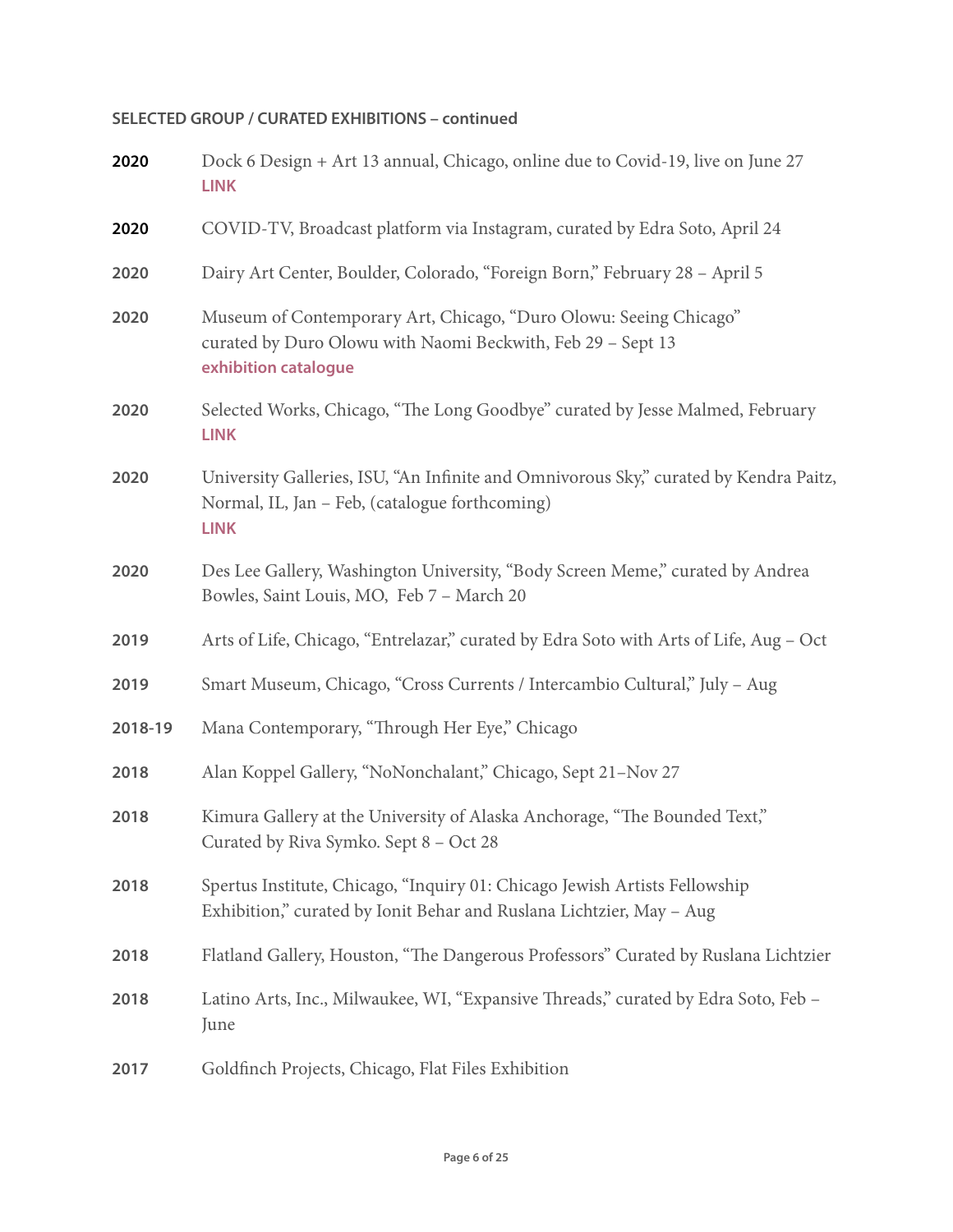**SELECTED GROUP / CURATED EXHIBITIONS – continued**

**2020** Dock 6 Design + Art 13 annual, Chicago, online due to Covid-19, live on June 27
**LINK**

**2020** COVID-TV, Broadcast platform via Instagram, curated by Edra Soto, April 24

**2020** Dairy Art Center, Boulder, Colorado, "Foreign Born," February 28 – April 5

**2020** Museum of Contemporary Art, Chicago, "Duro Olowu: Seeing Chicago" curated by Duro Olowu with Naomi Beckwith, Feb 29 – Sept 13
**exhibition catalogue**

**2020** Selected Works, Chicago, "The Long Goodbye" curated by Jesse Malmed, February
**LINK**

**2020** University Galleries, ISU, "An Infinite and Omnivorous Sky," curated by Kendra Paitz, Normal, IL, Jan – Feb, (catalogue forthcoming)
**LINK**

**2020** Des Lee Gallery, Washington University, "Body Screen Meme," curated by Andrea Bowles, Saint Louis, MO, Feb 7 – March 20

**2019** Arts of Life, Chicago, "Entrelazar," curated by Edra Soto with Arts of Life, Aug – Oct

**2019** Smart Museum, Chicago, "Cross Currents / Intercambio Cultural," July – Aug

**2018-19** Mana Contemporary, "Through Her Eye," Chicago

**2018** Alan Koppel Gallery, "NoNonchalant," Chicago, Sept 21–Nov 27

**2018** Kimura Gallery at the University of Alaska Anchorage, "The Bounded Text," Curated by Riva Symko. Sept 8 – Oct 28

**2018** Spertus Institute, Chicago, "Inquiry 01: Chicago Jewish Artists Fellowship Exhibition," curated by Ionit Behar and Ruslana Lichtzier, May – Aug

**2018** Flatland Gallery, Houston, "The Dangerous Professors" Curated by Ruslana Lichtzier

**2018** Latino Arts, Inc., Milwaukee, WI, "Expansive Threads," curated by Edra Soto, Feb – June

**2017** Goldfinch Projects, Chicago, Flat Files Exhibition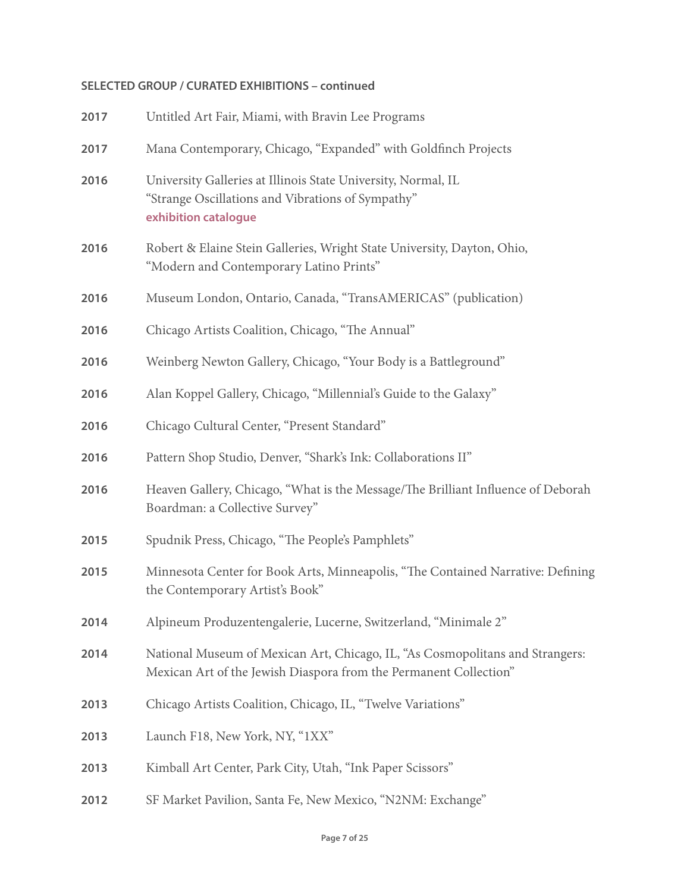**SELECTED GROUP / CURATED EXHIBITIONS – continued**

**2017** Untitled Art Fair, Miami, with Bravin Lee Programs

**2017** Mana Contemporary, Chicago, "Expanded" with Goldfinch Projects

**2016** University Galleries at Illinois State University, Normal, IL
"Strange Oscillations and Vibrations of Sympathy"
**exhibition catalogue**

**2016** Robert & Elaine Stein Galleries, Wright State University, Dayton, Ohio,
"Modern and Contemporary Latino Prints"

**2016** Museum London, Ontario, Canada, "TransAMERICAS" (publication)

**2016** Chicago Artists Coalition, Chicago, "The Annual"

**2016** Weinberg Newton Gallery, Chicago, "Your Body is a Battleground"

**2016** Alan Koppel Gallery, Chicago, "Millennial's Guide to the Galaxy"

**2016** Chicago Cultural Center, "Present Standard"

**2016** Pattern Shop Studio, Denver, "Shark's Ink: Collaborations II"

**2016** Heaven Gallery, Chicago, "What is the Message/The Brilliant Influence of Deborah Boardman: a Collective Survey"

**2015** Spudnik Press, Chicago, "The People's Pamphlets"

**2015** Minnesota Center for Book Arts, Minneapolis, "The Contained Narrative: Defining the Contemporary Artist's Book"

**2014** Alpineum Produzentengalerie, Lucerne, Switzerland, "Minimale 2"

**2014** National Museum of Mexican Art, Chicago, IL, "As Cosmopolitans and Strangers: Mexican Art of the Jewish Diaspora from the Permanent Collection"

**2013** Chicago Artists Coalition, Chicago, IL, "Twelve Variations"

**2013** Launch F18, New York, NY, "1XX"

**2013** Kimball Art Center, Park City, Utah, "Ink Paper Scissors"

**2012** SF Market Pavilion, Santa Fe, New Mexico, "N2NM: Exchange"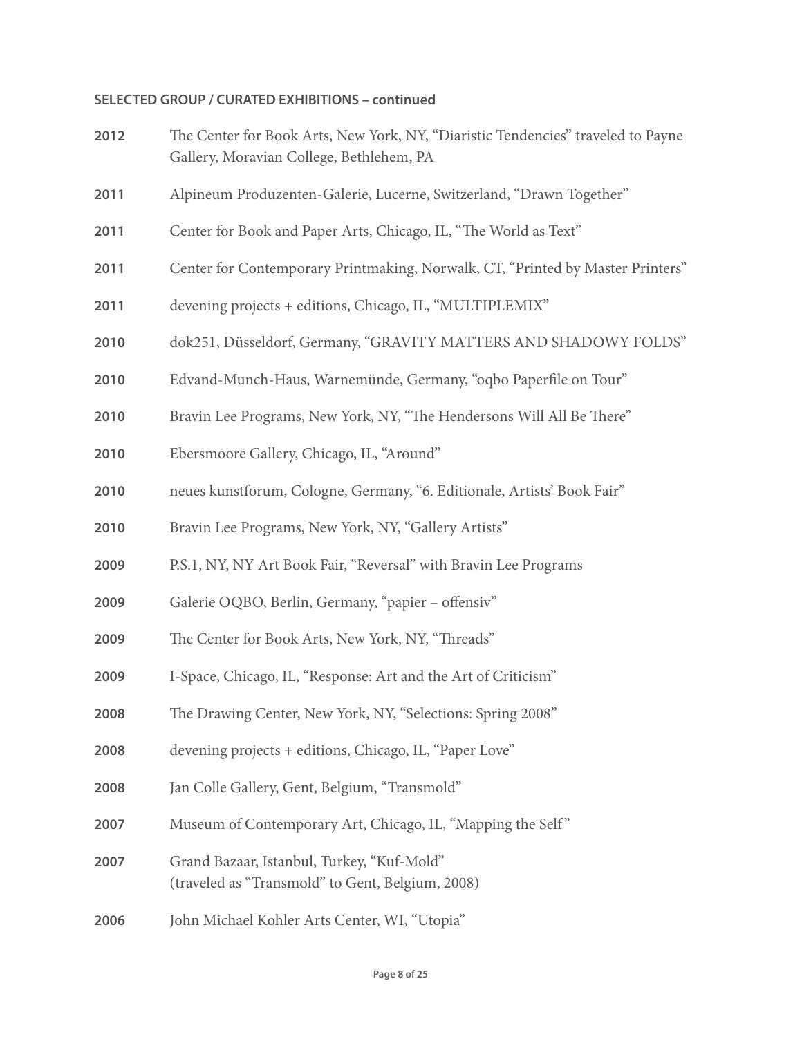**SELECTED GROUP / CURATED EXHIBITIONS – continued**

**2012** The Center for Book Arts, New York, NY, "Diaristic Tendencies" traveled to Payne Gallery, Moravian College, Bethlehem, PA

**2011** Alpineum Produzenten-Galerie, Lucerne, Switzerland, "Drawn Together"

**2011** Center for Book and Paper Arts, Chicago, IL, "The World as Text"

**2011** Center for Contemporary Printmaking, Norwalk, CT, "Printed by Master Printers"

**2011** devening projects + editions, Chicago, IL, "MULTIPLEMIX"

**2010** dok251, Düsseldorf, Germany, "GRAVITY MATTERS AND SHADOWY FOLDS"

**2010** Edvand-Munch-Haus, Warnemünde, Germany, "oqbo Paperfile on Tour"

**2010** Bravin Lee Programs, New York, NY, "The Hendersons Will All Be There"

**2010** Ebersmoore Gallery, Chicago, IL, "Around"

**2010** neues kunstforum, Cologne, Germany, "6. Editionale, Artists' Book Fair"

**2010** Bravin Lee Programs, New York, NY, "Gallery Artists"

**2009** P.S.1, NY, NY Art Book Fair, "Reversal" with Bravin Lee Programs

**2009** Galerie OQBO, Berlin, Germany, "papier – offensiv"

**2009** The Center for Book Arts, New York, NY, "Threads"

**2009** I-Space, Chicago, IL, "Response: Art and the Art of Criticism"

**2008** The Drawing Center, New York, NY, "Selections: Spring 2008"

**2008** devening projects + editions, Chicago, IL, "Paper Love"

**2008** Jan Colle Gallery, Gent, Belgium, "Transmold"

**2007** Museum of Contemporary Art, Chicago, IL, "Mapping the Self"

**2007** Grand Bazaar, Istanbul, Turkey, "Kuf-Mold"
(traveled as "Transmold" to Gent, Belgium, 2008)

**2006** John Michael Kohler Arts Center, WI, "Utopia"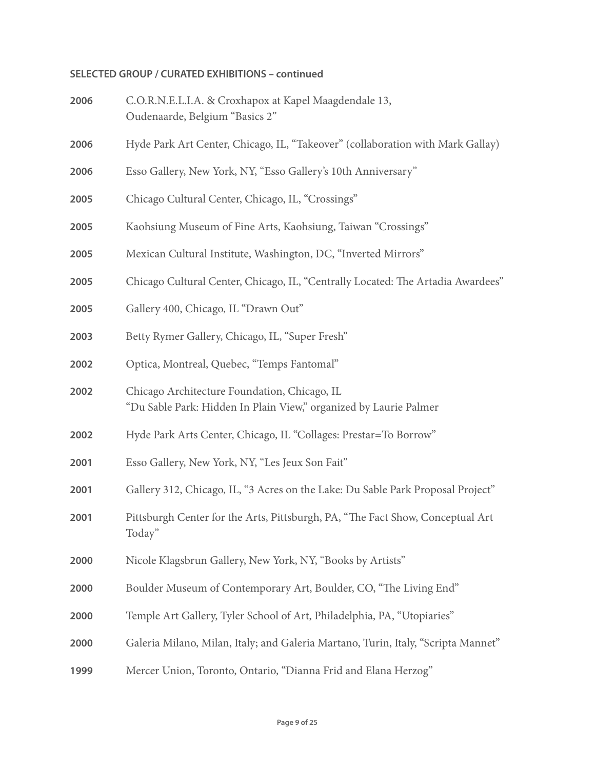**SELECTED GROUP / CURATED EXHIBITIONS – continued**

**2006** C.O.R.N.E.L.I.A. & Croxhapox at Kapel Maagdendale 13, Oudenaarde, Belgium "Basics 2"

**2006** Hyde Park Art Center, Chicago, IL, "Takeover" (collaboration with Mark Gallay)

**2006** Esso Gallery, New York, NY, "Esso Gallery's 10th Anniversary"

**2005** Chicago Cultural Center, Chicago, IL, "Crossings"

**2005** Kaohsiung Museum of Fine Arts, Kaohsiung, Taiwan "Crossings"

**2005** Mexican Cultural Institute, Washington, DC, "Inverted Mirrors"

**2005** Chicago Cultural Center, Chicago, IL, "Centrally Located: The Artadia Awardees"

**2005** Gallery 400, Chicago, IL "Drawn Out"

**2003** Betty Rymer Gallery, Chicago, IL, "Super Fresh"

**2002** Optica, Montreal, Quebec, "Temps Fantomal"

**2002** Chicago Architecture Foundation, Chicago, IL "Du Sable Park: Hidden In Plain View," organized by Laurie Palmer

**2002** Hyde Park Arts Center, Chicago, IL "Collages: Prestar=To Borrow"

**2001** Esso Gallery, New York, NY, "Les Jeux Son Fait"

**2001** Gallery 312, Chicago, IL, "3 Acres on the Lake: Du Sable Park Proposal Project"

**2001** Pittsburgh Center for the Arts, Pittsburgh, PA, "The Fact Show, Conceptual Art Today"

**2000** Nicole Klagsbrun Gallery, New York, NY, "Books by Artists"

**2000** Boulder Museum of Contemporary Art, Boulder, CO, "The Living End"

**2000** Temple Art Gallery, Tyler School of Art, Philadelphia, PA, "Utopiaries"

**2000** Galeria Milano, Milan, Italy; and Galeria Martano, Turin, Italy, "Scripta Mannet"

**1999** Mercer Union, Toronto, Ontario, "Dianna Frid and Elana Herzog"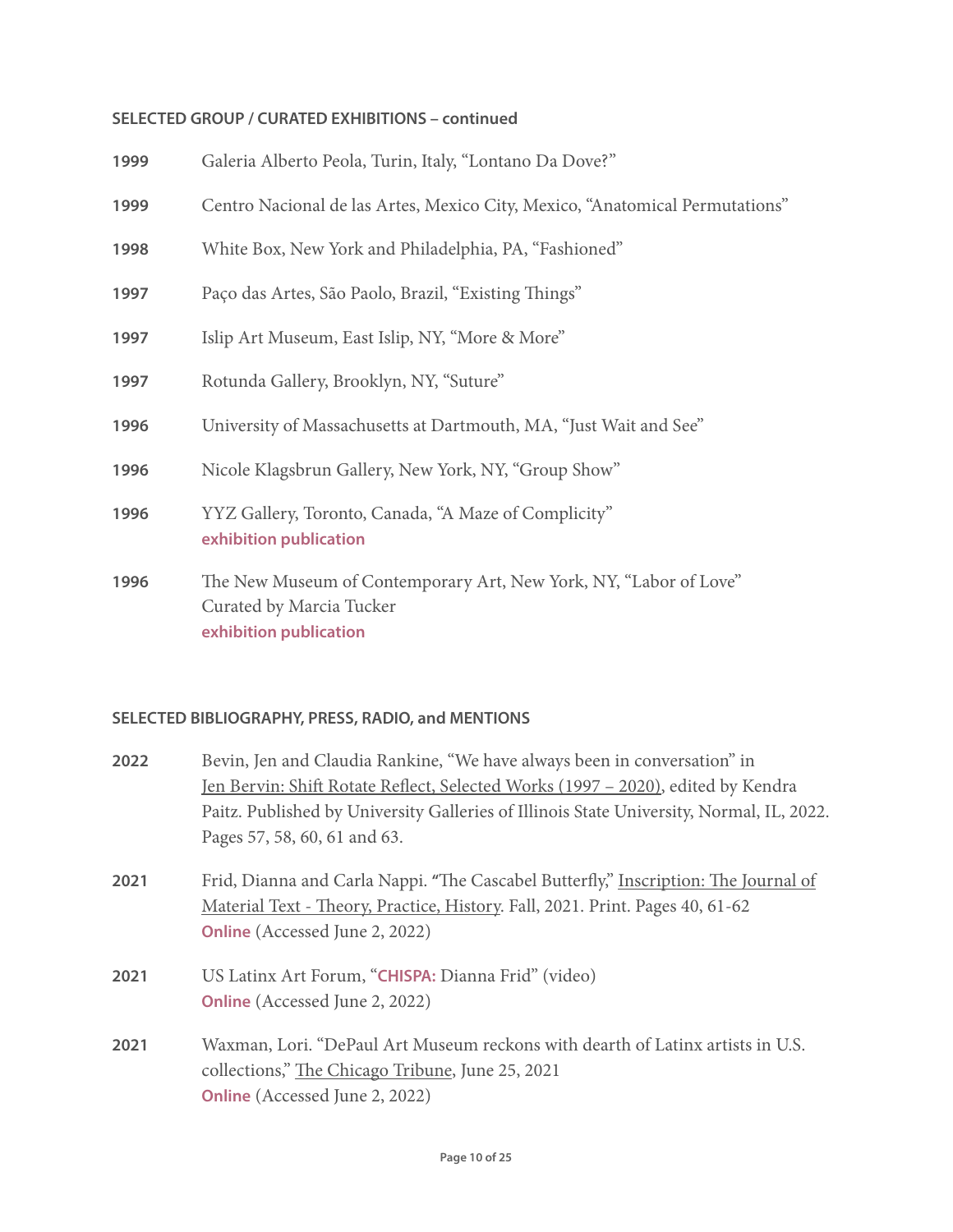#### SELECTED GROUP / CURATED EXHIBITIONS – continued

**1999** Galeria Alberto Peola, Turin, Italy, "Lontano Da Dove?"

**1999** Centro Nacional de las Artes, Mexico City, Mexico, "Anatomical Permutations"

**1998** White Box, New York and Philadelphia, PA, "Fashioned"

**1997** Paço das Artes, São Paolo, Brazil, "Existing Things"

**1997** Islip Art Museum, East Islip, NY, "More & More"

**1997** Rotunda Gallery, Brooklyn, NY, "Suture"

**1996** University of Massachusetts at Dartmouth, MA, "Just Wait and See"

**1996** Nicole Klagsbrun Gallery, New York, NY, "Group Show"

**1996** YYZ Gallery, Toronto, Canada, "A Maze of Complicity"
**exhibition publication**

**1996** The New Museum of Contemporary Art, New York, NY, "Labor of Love"
Curated by Marcia Tucker
**exhibition publication**

#### SELECTED BIBLIOGRAPHY, PRESS, RADIO, and MENTIONS

**2022** Bevin, Jen and Claudia Rankine, "We have always been in conversation" in Jen Bervin: Shift Rotate Reflect, Selected Works (1997 – 2020), edited by Kendra Paitz. Published by University Galleries of Illinois State University, Normal, IL, 2022. Pages 57, 58, 60, 61 and 63.

**2021** Frid, Dianna and Carla Nappi. "The Cascabel Butterfly," Inscription: The Journal of Material Text - Theory, Practice, History. Fall, 2021. Print. Pages 40, 61-62
**Online** (Accessed June 2, 2022)

**2021** US Latinx Art Forum, "**CHISPA:** Dianna Frid" (video)
**Online** (Accessed June 2, 2022)

**2021** Waxman, Lori. "DePaul Art Museum reckons with dearth of Latinx artists in U.S. collections," The Chicago Tribune, June 25, 2021
**Online** (Accessed June 2, 2022)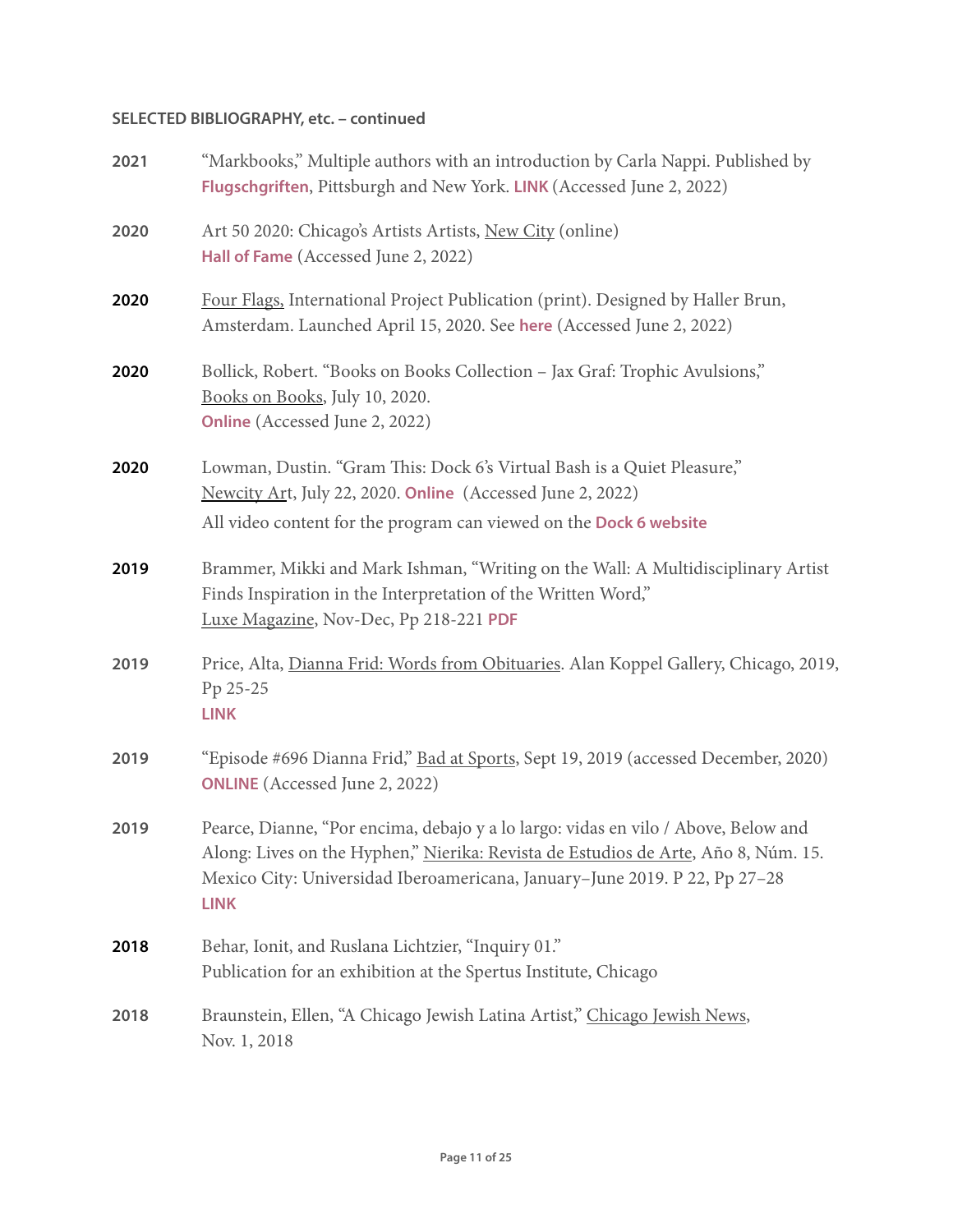**SELECTED BIBLIOGRAPHY, etc. – continued**

**2021** “Markbooks,” Multiple authors with an introduction by Carla Nappi. Published by **Flugschgriften**, Pittsburgh and New York. **LINK** (Accessed June 2, 2022)

**2020** Art 50 2020: Chicago’s Artists Artists, New City (online)
**Hall of Fame** (Accessed June 2, 2022)

**2020** Four Flags, International Project Publication (print). Designed by Haller Brun, Amsterdam. Launched April 15, 2020. See **here** (Accessed June 2, 2022)

**2020** Bollick, Robert. “Books on Books Collection – Jax Graf: Trophic Avulsions,” Books on Books, July 10, 2020.
**Online** (Accessed June 2, 2022)

**2020** Lowman, Dustin. “Gram This: Dock 6’s Virtual Bash is a Quiet Pleasure,” Newcity Art, July 22, 2020. **Online** (Accessed June 2, 2022)
All video content for the program can viewed on the **Dock 6 website**

**2019** Brammer, Mikki and Mark Ishman, “Writing on the Wall: A Multidisciplinary Artist Finds Inspiration in the Interpretation of the Written Word,” Luxe Magazine, Nov-Dec, Pp 218-221 **PDF**

**2019** Price, Alta, Dianna Frid: Words from Obituaries. Alan Koppel Gallery, Chicago, 2019, Pp 25-25
**LINK**

**2019** “Episode #696 Dianna Frid,” Bad at Sports, Sept 19, 2019 (accessed December, 2020)
**ONLINE** (Accessed June 2, 2022)

**2019** Pearce, Dianne, “Por encima, debajo y a lo largo: vidas en vilo / Above, Below and Along: Lives on the Hyphen,” Nierika: Revista de Estudios de Arte, Año 8, Núm. 15. Mexico City: Universidad Iberoamericana, January–June 2019. P 22, Pp 27–28
**LINK**

**2018** Behar, Ionit, and Ruslana Lichtzier, “Inquiry 01.”
Publication for an exhibition at the Spertus Institute, Chicago

**2018** Braunstein, Ellen, “A Chicago Jewish Latina Artist,” Chicago Jewish News, Nov. 1, 2018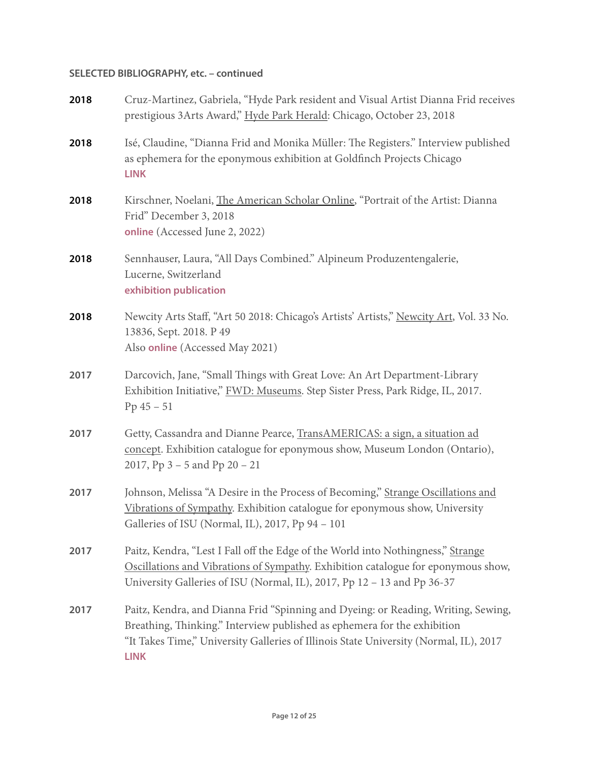**SELECTED BIBLIOGRAPHY, etc. – continued**

**2018** Cruz-Martinez, Gabriela, "Hyde Park resident and Visual Artist Dianna Frid receives prestigious 3Arts Award," Hyde Park Herald: Chicago, October 23, 2018

**2018** Isé, Claudine, "Dianna Frid and Monika Müller: The Registers." Interview published as ephemera for the eponymous exhibition at Goldfinch Projects Chicago
**LINK**

**2018** Kirschner, Noelani, The American Scholar Online, "Portrait of the Artist: Dianna Frid" December 3, 2018
**online** (Accessed June 2, 2022)

**2018** Sennhauser, Laura, "All Days Combined." Alpineum Produzentengalerie, Lucerne, Switzerland
**exhibition publication**

**2018** Newcity Arts Staff, "Art 50 2018: Chicago's Artists' Artists," Newcity Art, Vol. 33 No. 13836, Sept. 2018. P 49
Also **online** (Accessed May 2021)

**2017** Darcovich, Jane, "Small Things with Great Love: An Art Department-Library Exhibition Initiative," FWD: Museums. Step Sister Press, Park Ridge, IL, 2017. Pp 45 – 51

**2017** Getty, Cassandra and Dianne Pearce, TransAMERICAS: a sign, a situation ad concept. Exhibition catalogue for eponymous show, Museum London (Ontario), 2017, Pp 3 – 5 and Pp 20 – 21

**2017** Johnson, Melissa "A Desire in the Process of Becoming," Strange Oscillations and Vibrations of Sympathy. Exhibition catalogue for eponymous show, University Galleries of ISU (Normal, IL), 2017, Pp 94 – 101

**2017** Paitz, Kendra, "Lest I Fall off the Edge of the World into Nothingness," Strange Oscillations and Vibrations of Sympathy. Exhibition catalogue for eponymous show, University Galleries of ISU (Normal, IL), 2017, Pp 12 – 13 and Pp 36-37

**2017** Paitz, Kendra, and Dianna Frid "Spinning and Dyeing: or Reading, Writing, Sewing, Breathing, Thinking." Interview published as ephemera for the exhibition "It Takes Time," University Galleries of Illinois State University (Normal, IL), 2017
**LINK**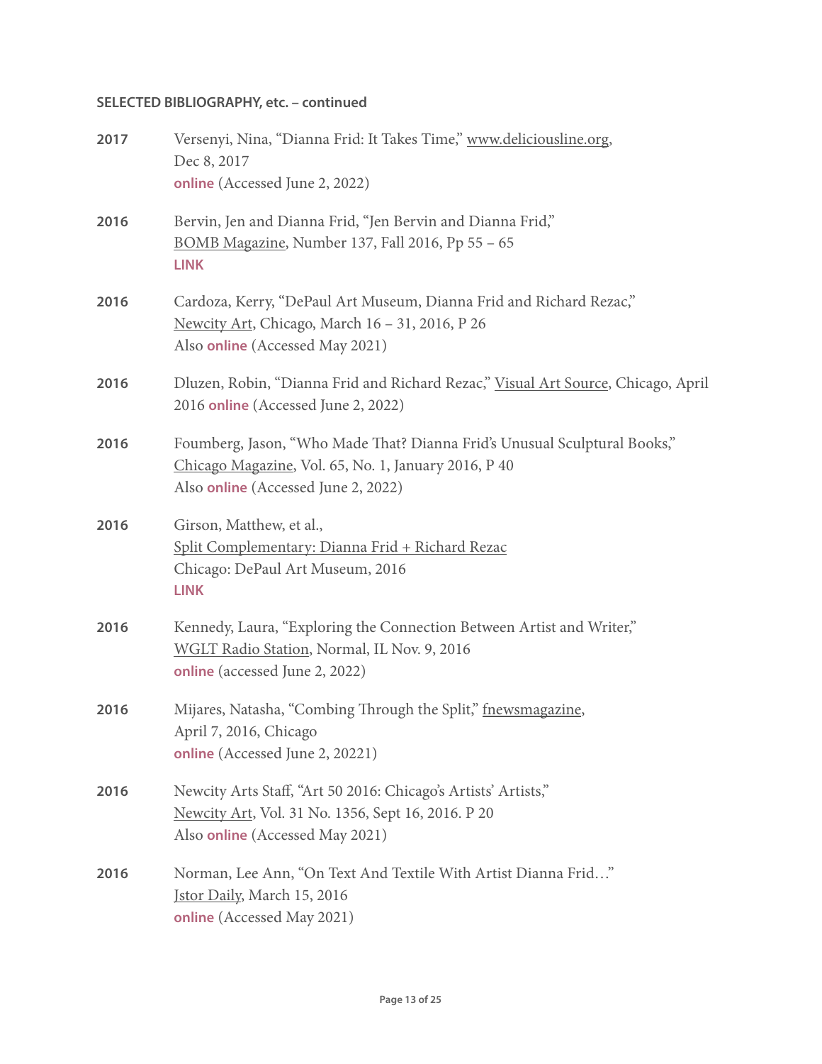**SELECTED BIBLIOGRAPHY, etc. – continued**

**2017** Versenyi, Nina, "Dianna Frid: It Takes Time," www.deliciousline.org, Dec 8, 2017
**online** (Accessed June 2, 2022)

**2016** Bervin, Jen and Dianna Frid, "Jen Bervin and Dianna Frid," BOMB Magazine, Number 137, Fall 2016, Pp 55 – 65
**LINK**

**2016** Cardoza, Kerry, "DePaul Art Museum, Dianna Frid and Richard Rezac," Newcity Art, Chicago, March 16 – 31, 2016, P 26
Also **online** (Accessed May 2021)

**2016** Dluzen, Robin, "Dianna Frid and Richard Rezac," Visual Art Source, Chicago, April 2016 **online** (Accessed June 2, 2022)

**2016** Foumberg, Jason, "Who Made That? Dianna Frid's Unusual Sculptural Books," Chicago Magazine, Vol. 65, No. 1, January 2016, P 40
Also **online** (Accessed June 2, 2022)

**2016** Girson, Matthew, et al.,
Split Complementary: Dianna Frid + Richard Rezac
Chicago: DePaul Art Museum, 2016
**LINK**

**2016** Kennedy, Laura, "Exploring the Connection Between Artist and Writer," WGLT Radio Station, Normal, IL Nov. 9, 2016
**online** (accessed June 2, 2022)

**2016** Mijares, Natasha, "Combing Through the Split," fnewsmagazine, April 7, 2016, Chicago
**online** (Accessed June 2, 20221)

**2016** Newcity Arts Staff, "Art 50 2016: Chicago's Artists' Artists," Newcity Art, Vol. 31 No. 1356, Sept 16, 2016. P 20
Also **online** (Accessed May 2021)

**2016** Norman, Lee Ann, "On Text And Textile With Artist Dianna Frid…" Jstor Daily, March 15, 2016
**online** (Accessed May 2021)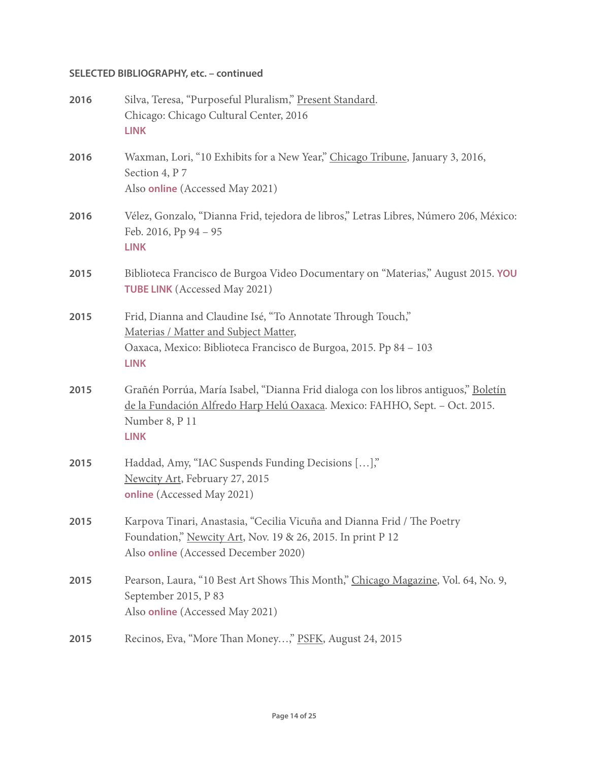**SELECTED BIBLIOGRAPHY, etc. – continued**

**2016** Silva, Teresa, "Purposeful Pluralism," Present Standard.
Chicago: Chicago Cultural Center, 2016
**LINK**

**2016** Waxman, Lori, "10 Exhibits for a New Year," Chicago Tribune, January 3, 2016, Section 4, P 7
Also **online** (Accessed May 2021)

**2016** Vélez, Gonzalo, "Dianna Frid, tejedora de libros," Letras Libres, Número 206, México: Feb. 2016, Pp 94 – 95
**LINK**

**2015** Biblioteca Francisco de Burgoa Video Documentary on "Materias," August 2015. **YOU TUBE LINK** (Accessed May 2021)

**2015** Frid, Dianna and Claudine Isé, "To Annotate Through Touch,"
Materias / Matter and Subject Matter,
Oaxaca, Mexico: Biblioteca Francisco de Burgoa, 2015. Pp 84 – 103
**LINK**

**2015** Grañén Porrúa, María Isabel, "Dianna Frid dialoga con los libros antiguos," Boletín de la Fundación Alfredo Harp Helú Oaxaca. Mexico: FAHHO, Sept. – Oct. 2015. Number 8, P 11
**LINK**

**2015** Haddad, Amy, "IAC Suspends Funding Decisions […],"
Newcity Art, February 27, 2015
**online** (Accessed May 2021)

**2015** Karpova Tinari, Anastasia, "Cecilia Vicuña and Dianna Frid / The Poetry Foundation," Newcity Art, Nov. 19 & 26, 2015. In print P 12
Also **online** (Accessed December 2020)

**2015** Pearson, Laura, "10 Best Art Shows This Month," Chicago Magazine, Vol. 64, No. 9, September 2015, P 83
Also **online** (Accessed May 2021)

**2015** Recinos, Eva, "More Than Money…," PSFK, August 24, 2015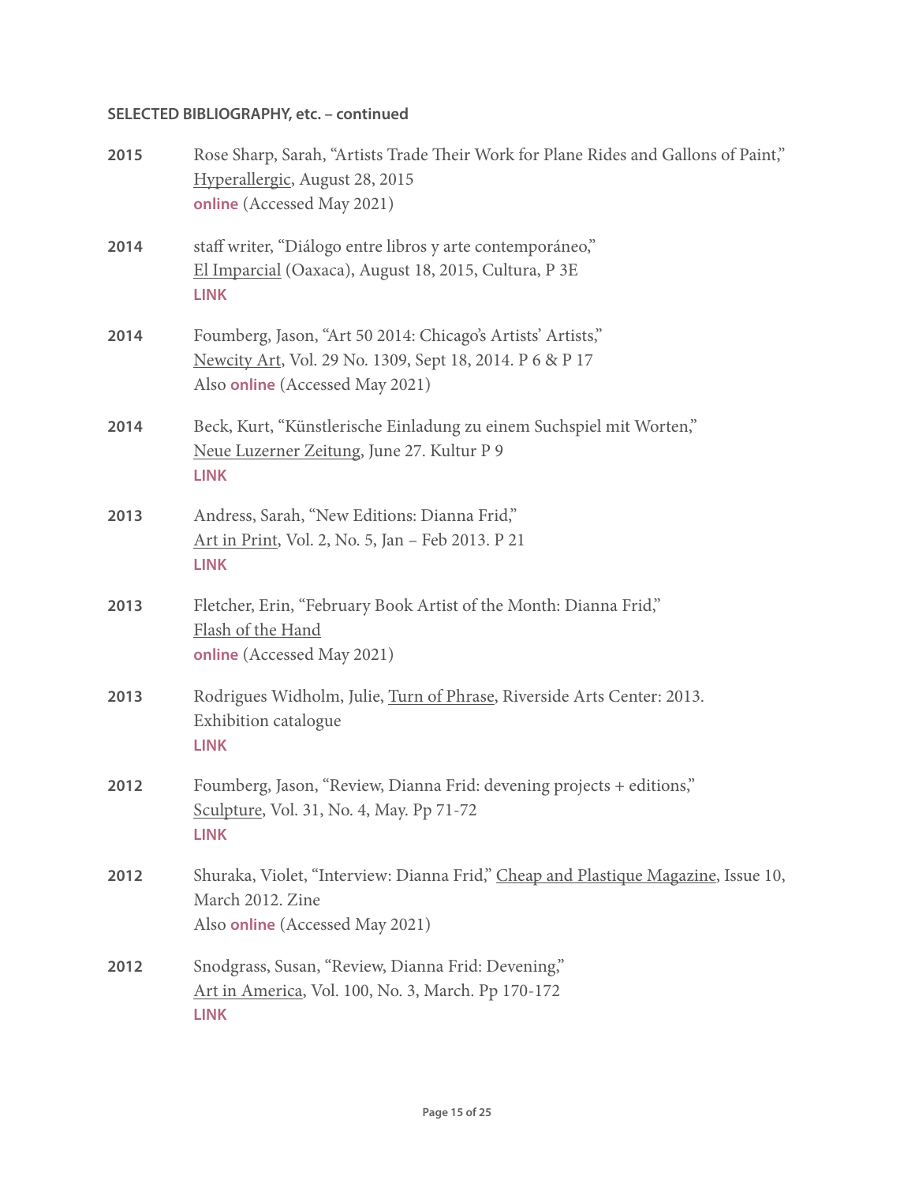**SELECTED BIBLIOGRAPHY, etc. – continued**

**2015** Rose Sharp, Sarah, "Artists Trade Their Work for Plane Rides and Gallons of Paint," Hyperallergic, August 28, 2015
**online** (Accessed May 2021)

**2014** staff writer, "Diálogo entre libros y arte contemporáneo," El Imparcial (Oaxaca), August 18, 2015, Cultura, P 3E
**LINK**

**2014** Foumberg, Jason, "Art 50 2014: Chicago's Artists' Artists," Newcity Art, Vol. 29 No. 1309, Sept 18, 2014. P 6 & P 17
Also **online** (Accessed May 2021)

**2014** Beck, Kurt, "Künstlerische Einladung zu einem Suchspiel mit Worten," Neue Luzerner Zeitung, June 27. Kultur P 9
**LINK**

**2013** Andress, Sarah, "New Editions: Dianna Frid," Art in Print, Vol. 2, No. 5, Jan – Feb 2013. P 21
**LINK**

**2013** Fletcher, Erin, "February Book Artist of the Month: Dianna Frid," Flash of the Hand
**online** (Accessed May 2021)

**2013** Rodrigues Widholm, Julie, Turn of Phrase, Riverside Arts Center: 2013. Exhibition catalogue
**LINK**

**2012** Foumberg, Jason, "Review, Dianna Frid: devening projects + editions," Sculpture, Vol. 31, No. 4, May. Pp 71-72
**LINK**

**2012** Shuraka, Violet, "Interview: Dianna Frid," Cheap and Plastique Magazine, Issue 10, March 2012. Zine
Also **online** (Accessed May 2021)

**2012** Snodgrass, Susan, "Review, Dianna Frid: Devening," Art in America, Vol. 100, No. 3, March. Pp 170-172
**LINK**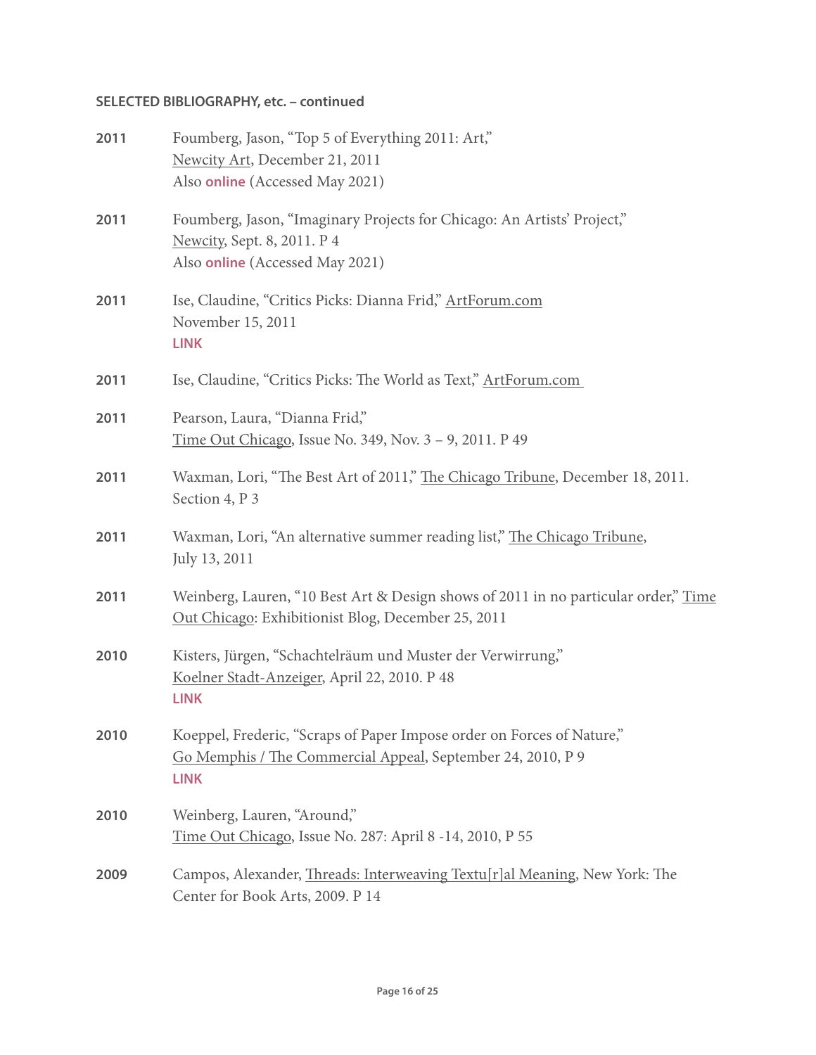**SELECTED BIBLIOGRAPHY, etc. – continued**

**2011** Foumberg, Jason, "Top 5 of Everything 2011: Art," Newcity Art, December 21, 2011
Also **online** (Accessed May 2021)

**2011** Foumberg, Jason, "Imaginary Projects for Chicago: An Artists' Project," Newcity, Sept. 8, 2011. P 4
Also **online** (Accessed May 2021)

**2011** Ise, Claudine, "Critics Picks: Dianna Frid," ArtForum.com
November 15, 2011
**LINK**

**2011** Ise, Claudine, "Critics Picks: The World as Text," ArtForum.com

**2011** Pearson, Laura, "Dianna Frid,"
Time Out Chicago, Issue No. 349, Nov. 3 – 9, 2011. P 49

**2011** Waxman, Lori, "The Best Art of 2011," The Chicago Tribune, December 18, 2011. Section 4, P 3

**2011** Waxman, Lori, "An alternative summer reading list," The Chicago Tribune, July 13, 2011

**2011** Weinberg, Lauren, "10 Best Art & Design shows of 2011 in no particular order," Time Out Chicago: Exhibitionist Blog, December 25, 2011

**2010** Kisters, Jürgen, "Schachtelräum und Muster der Verwirrung,"
Koelner Stadt-Anzeiger, April 22, 2010. P 48
**LINK**

**2010** Koeppel, Frederic, "Scraps of Paper Impose order on Forces of Nature,"
Go Memphis / The Commercial Appeal, September 24, 2010, P 9
**LINK**

**2010** Weinberg, Lauren, "Around,"
Time Out Chicago, Issue No. 287: April 8 -14, 2010, P 55

**2009** Campos, Alexander, Threads: Interweaving Textu[r]al Meaning, New York: The Center for Book Arts, 2009. P 14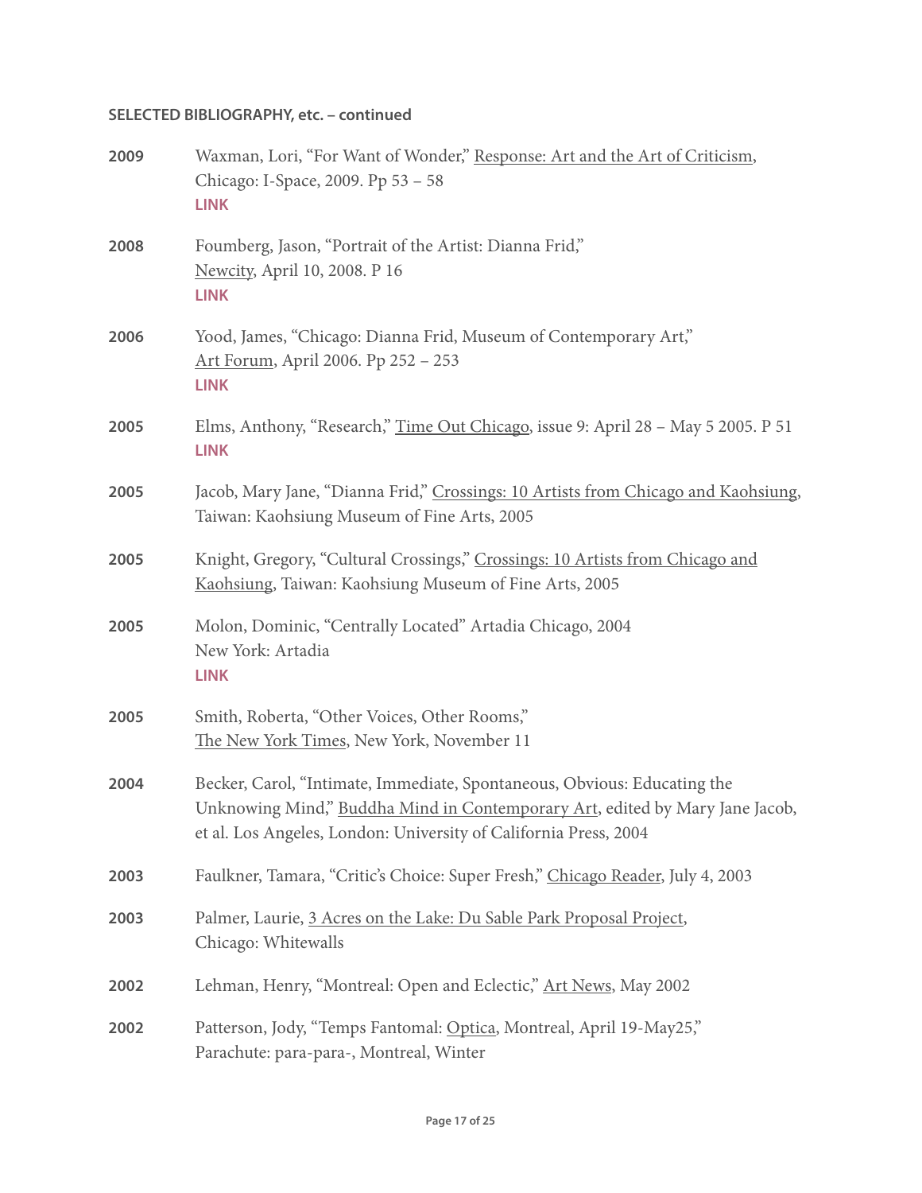**SELECTED BIBLIOGRAPHY, etc. – continued**

**2009** Waxman, Lori, "For Want of Wonder," Response: Art and the Art of Criticism, Chicago: I-Space, 2009. Pp 53 – 58
**LINK**

**2008** Foumberg, Jason, "Portrait of the Artist: Dianna Frid," Newcity, April 10, 2008. P 16
**LINK**

**2006** Yood, James, "Chicago: Dianna Frid, Museum of Contemporary Art," Art Forum, April 2006. Pp 252 – 253
**LINK**

**2005** Elms, Anthony, "Research," Time Out Chicago, issue 9: April 28 – May 5 2005. P 51
**LINK**

**2005** Jacob, Mary Jane, "Dianna Frid," Crossings: 10 Artists from Chicago and Kaohsiung, Taiwan: Kaohsiung Museum of Fine Arts, 2005

**2005** Knight, Gregory, "Cultural Crossings," Crossings: 10 Artists from Chicago and Kaohsiung, Taiwan: Kaohsiung Museum of Fine Arts, 2005

**2005** Molon, Dominic, "Centrally Located" Artadia Chicago, 2004
New York: Artadia
**LINK**

**2005** Smith, Roberta, "Other Voices, Other Rooms," The New York Times, New York, November 11

**2004** Becker, Carol, "Intimate, Immediate, Spontaneous, Obvious: Educating the Unknowing Mind," Buddha Mind in Contemporary Art, edited by Mary Jane Jacob, et al. Los Angeles, London: University of California Press, 2004

**2003** Faulkner, Tamara, "Critic's Choice: Super Fresh," Chicago Reader, July 4, 2003

**2003** Palmer, Laurie, 3 Acres on the Lake: Du Sable Park Proposal Project, Chicago: Whitewalls

**2002** Lehman, Henry, "Montreal: Open and Eclectic," Art News, May 2002

**2002** Patterson, Jody, "Temps Fantomal: Optica, Montreal, April 19-May25," Parachute: para-para-, Montreal, Winter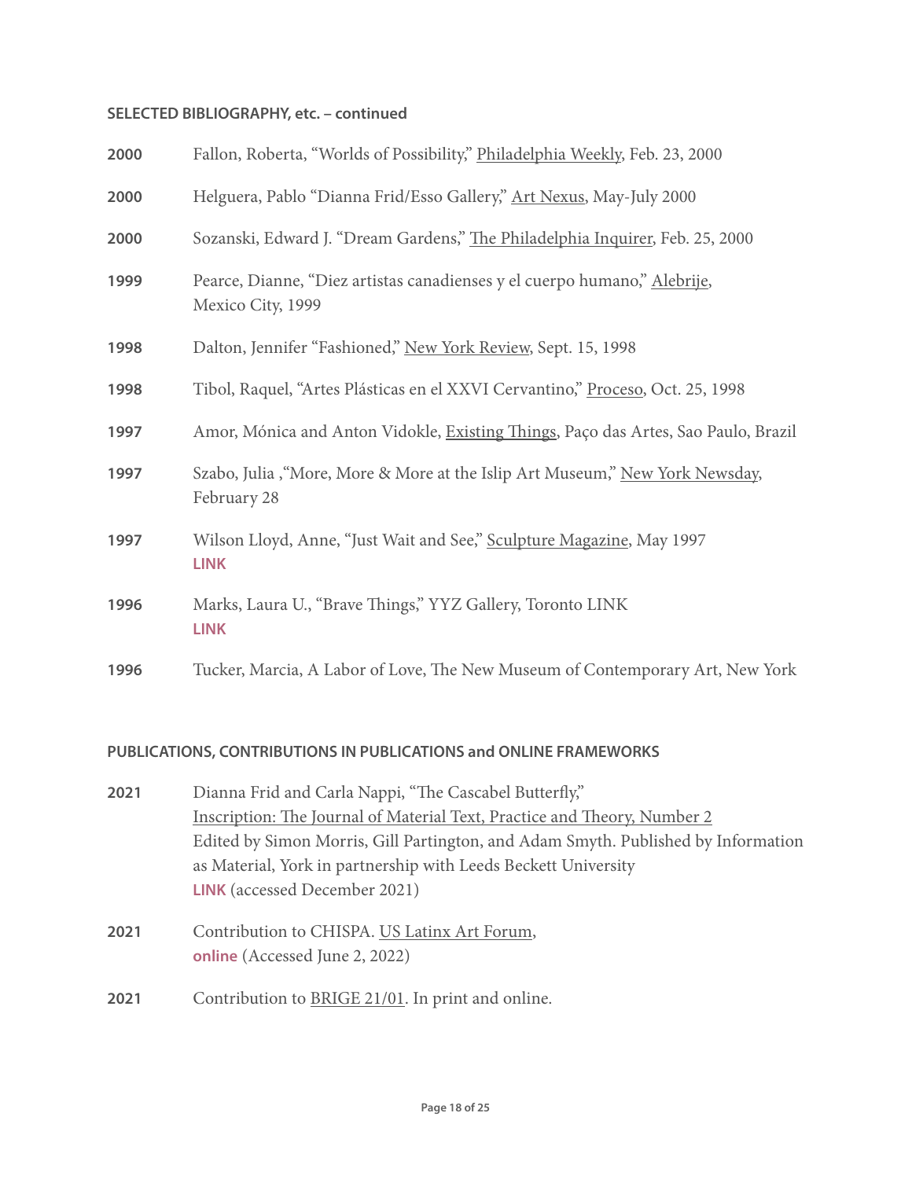**SELECTED BIBLIOGRAPHY, etc. – continued**

**2000** Fallon, Roberta, "Worlds of Possibility," Philadelphia Weekly, Feb. 23, 2000

**2000** Helguera, Pablo "Dianna Frid/Esso Gallery," Art Nexus, May-July 2000

**2000** Sozanski, Edward J. "Dream Gardens," The Philadelphia Inquirer, Feb. 25, 2000

**1999** Pearce, Dianne, "Diez artistas canadienses y el cuerpo humano," Alebrije, Mexico City, 1999

**1998** Dalton, Jennifer "Fashioned," New York Review, Sept. 15, 1998

**1998** Tibol, Raquel, "Artes Plásticas en el XXVI Cervantino," Proceso, Oct. 25, 1998

**1997** Amor, Mónica and Anton Vidokle, Existing Things, Paço das Artes, Sao Paulo, Brazil

**1997** Szabo, Julia ,"More, More & More at the Islip Art Museum," New York Newsday, February 28

**1997** Wilson Lloyd, Anne, "Just Wait and See," Sculpture Magazine, May 1997
**LINK**

**1996** Marks, Laura U., "Brave Things," YYZ Gallery, Toronto LINK
**LINK**

**1996** Tucker, Marcia, A Labor of Love, The New Museum of Contemporary Art, New York

**PUBLICATIONS, CONTRIBUTIONS IN PUBLICATIONS and ONLINE FRAMEWORKS**

**2021** Dianna Frid and Carla Nappi, "The Cascabel Butterfly,"
Inscription: The Journal of Material Text, Practice and Theory, Number 2
Edited by Simon Morris, Gill Partington, and Adam Smyth. Published by Information as Material, York in partnership with Leeds Beckett University
**LINK** (accessed December 2021)

**2021** Contribution to CHISPA. US Latinx Art Forum,
**online** (Accessed June 2, 2022)

**2021** Contribution to BRIGE 21/01. In print and online.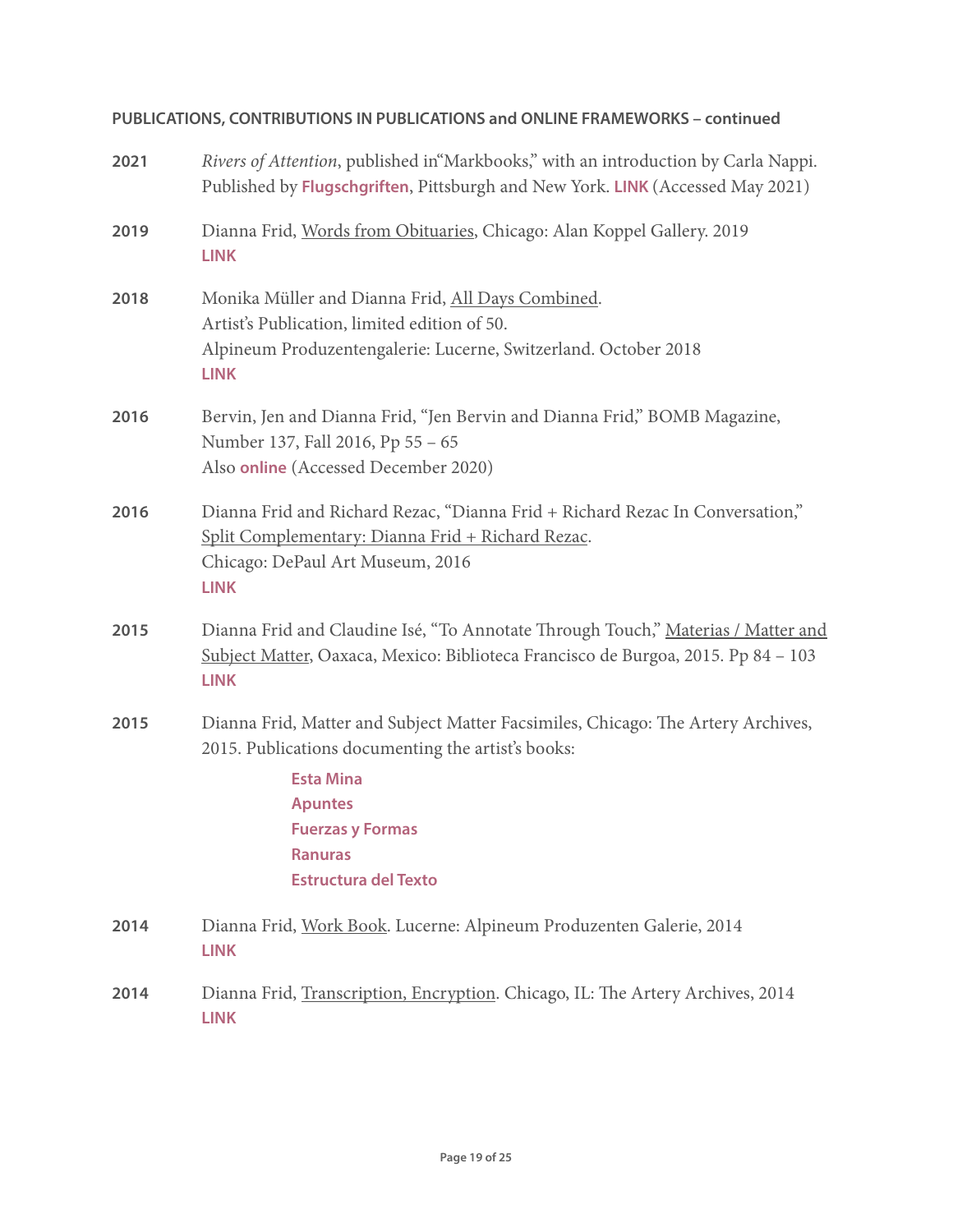**PUBLICATIONS, CONTRIBUTIONS IN PUBLICATIONS and ONLINE FRAMEWORKS – continued**

**2021** *Rivers of Attention*, published in"Markbooks," with an introduction by Carla Nappi. Published by **Flugschgriften**, Pittsburgh and New York. **LINK** (Accessed May 2021)

**2019** Dianna Frid, Words from Obituaries, Chicago: Alan Koppel Gallery. 2019
**LINK**

**2018** Monika Müller and Dianna Frid, All Days Combined.
Artist's Publication, limited edition of 50.
Alpineum Produzentengalerie: Lucerne, Switzerland. October 2018
**LINK**

**2016** Bervin, Jen and Dianna Frid, "Jen Bervin and Dianna Frid," BOMB Magazine, Number 137, Fall 2016, Pp 55 – 65
Also **online** (Accessed December 2020)

**2016** Dianna Frid and Richard Rezac, "Dianna Frid + Richard Rezac In Conversation," Split Complementary: Dianna Frid + Richard Rezac.
Chicago: DePaul Art Museum, 2016
**LINK**

**2015** Dianna Frid and Claudine Isé, "To Annotate Through Touch," Materias / Matter and Subject Matter, Oaxaca, Mexico: Biblioteca Francisco de Burgoa, 2015. Pp 84 – 103
**LINK**

**2015** Dianna Frid, Matter and Subject Matter Facsimiles, Chicago: The Artery Archives, 2015. Publications documenting the artist's books:

- **Esta Mina**
- **Apuntes**
- **Fuerzas y Formas**
- **Ranuras**
- **Estructura del Texto**

**2014** Dianna Frid, Work Book. Lucerne: Alpineum Produzenten Galerie, 2014
**LINK**

**2014** Dianna Frid, Transcription, Encryption. Chicago, IL: The Artery Archives, 2014
**LINK**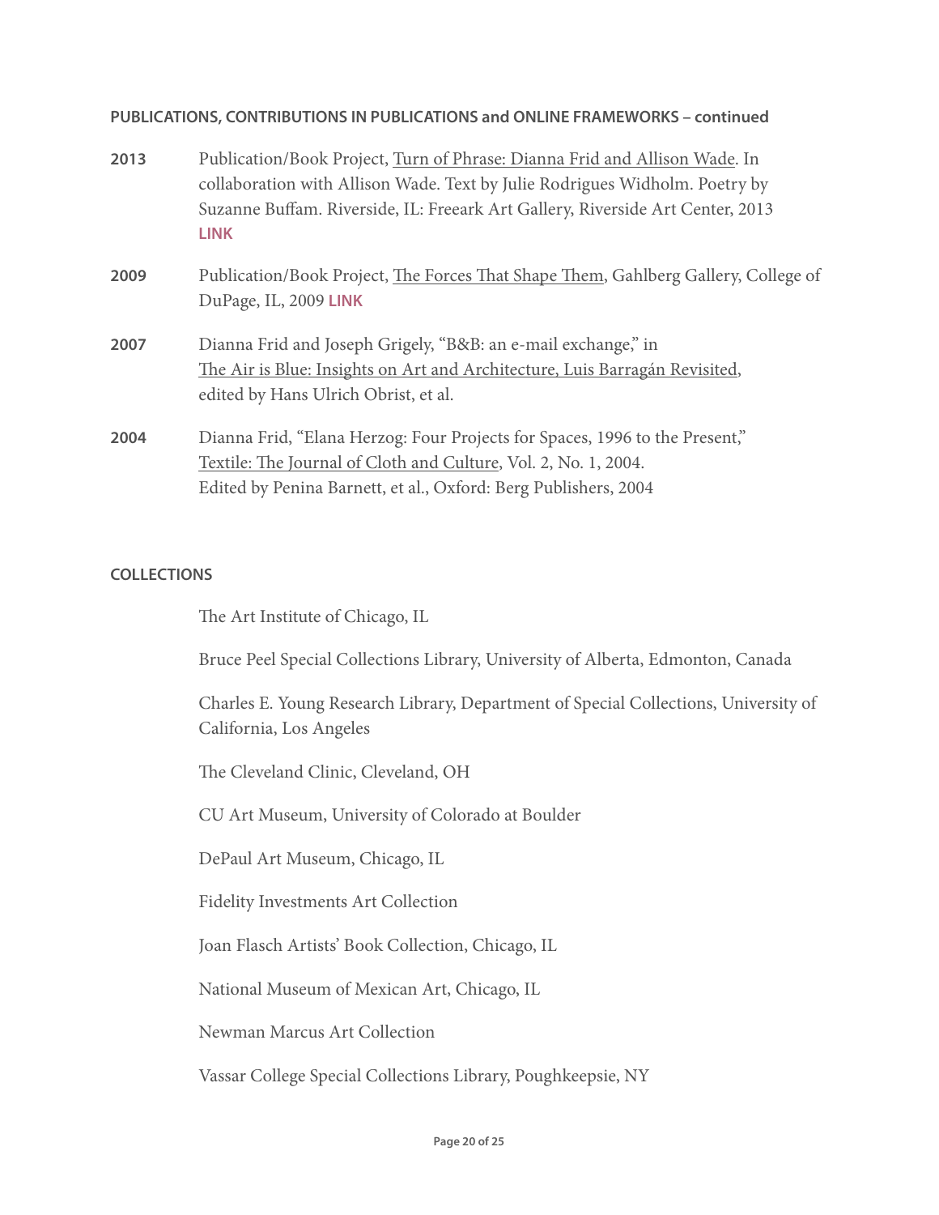## PUBLICATIONS, CONTRIBUTIONS IN PUBLICATIONS and ONLINE FRAMEWORKS – continued

**2013** Publication/Book Project, Turn of Phrase: Dianna Frid and Allison Wade. In collaboration with Allison Wade. Text by Julie Rodrigues Widholm. Poetry by Suzanne Buffam. Riverside, IL: Freeark Art Gallery, Riverside Art Center, 2013 **LINK**

**2009** Publication/Book Project, The Forces That Shape Them, Gahlberg Gallery, College of DuPage, IL, 2009 **LINK**

**2007** Dianna Frid and Joseph Grigely, "B&B: an e-mail exchange," in The Air is Blue: Insights on Art and Architecture, Luis Barragán Revisited, edited by Hans Ulrich Obrist, et al.

**2004** Dianna Frid, "Elana Herzog: Four Projects for Spaces, 1996 to the Present," Textile: The Journal of Cloth and Culture, Vol. 2, No. 1, 2004. Edited by Penina Barnett, et al., Oxford: Berg Publishers, 2004

## COLLECTIONS

The Art Institute of Chicago, IL

Bruce Peel Special Collections Library, University of Alberta, Edmonton, Canada

Charles E. Young Research Library, Department of Special Collections, University of California, Los Angeles

The Cleveland Clinic, Cleveland, OH

CU Art Museum, University of Colorado at Boulder

DePaul Art Museum, Chicago, IL

Fidelity Investments Art Collection

Joan Flasch Artists' Book Collection, Chicago, IL

National Museum of Mexican Art, Chicago, IL

Newman Marcus Art Collection

Vassar College Special Collections Library, Poughkeepsie, NY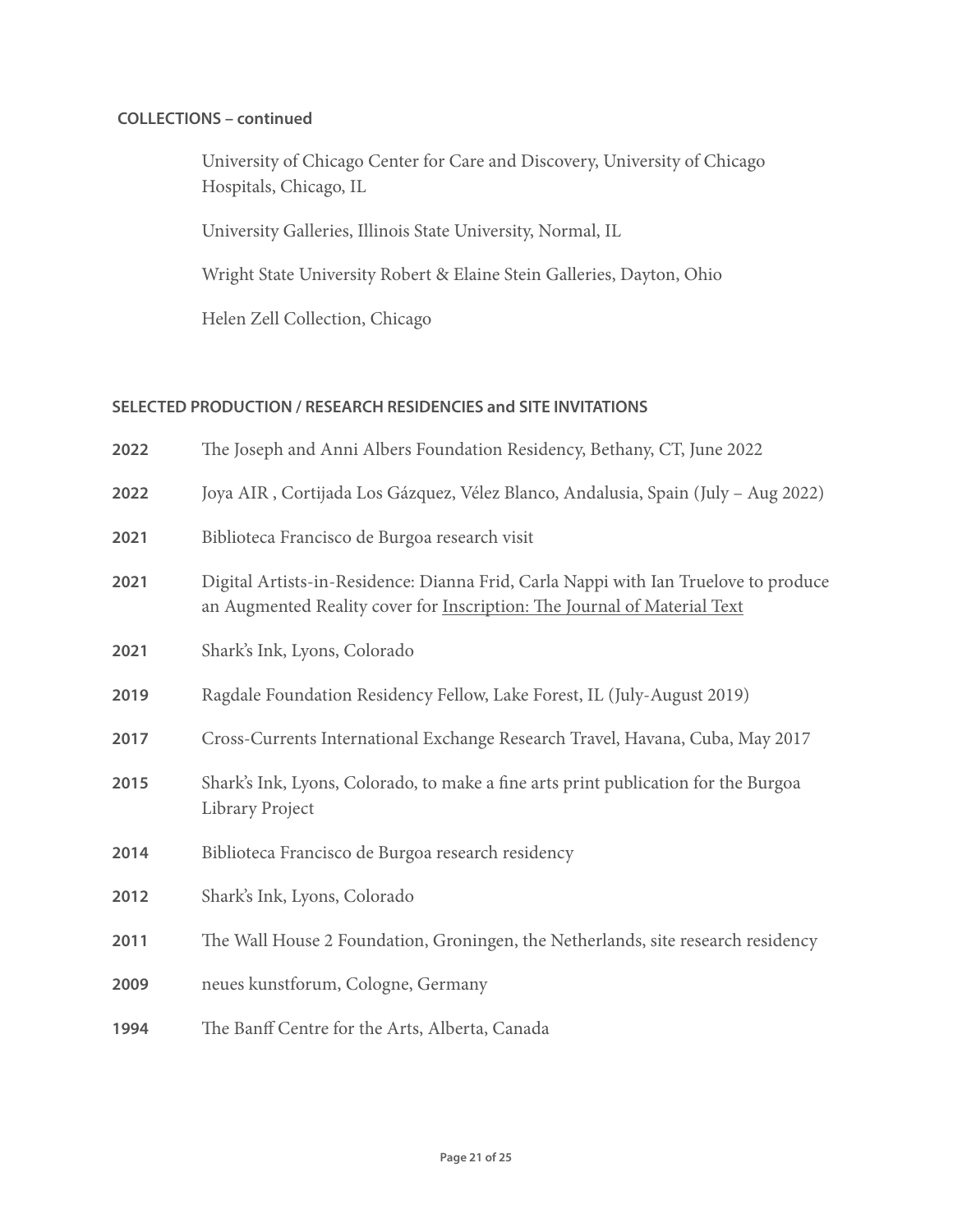**COLLECTIONS – continued**

University of Chicago Center for Care and Discovery, University of Chicago Hospitals, Chicago, IL

University Galleries, Illinois State University, Normal, IL

Wright State University Robert & Elaine Stein Galleries, Dayton, Ohio

Helen Zell Collection, Chicago

**SELECTED PRODUCTION / RESEARCH RESIDENCIES and SITE INVITATIONS**

**2022** The Joseph and Anni Albers Foundation Residency, Bethany, CT, June 2022

**2022** Joya AIR , Cortijada Los Gázquez, Vélez Blanco, Andalusia, Spain (July – Aug 2022)

**2021** Biblioteca Francisco de Burgoa research visit

**2021** Digital Artists-in-Residence: Dianna Frid, Carla Nappi with Ian Truelove to produce an Augmented Reality cover for Inscription: The Journal of Material Text

**2021** Shark's Ink, Lyons, Colorado

**2019** Ragdale Foundation Residency Fellow, Lake Forest, IL (July-August 2019)

**2017** Cross-Currents International Exchange Research Travel, Havana, Cuba, May 2017

**2015** Shark's Ink, Lyons, Colorado, to make a fine arts print publication for the Burgoa Library Project

**2014** Biblioteca Francisco de Burgoa research residency

**2012** Shark's Ink, Lyons, Colorado

**2011** The Wall House 2 Foundation, Groningen, the Netherlands, site research residency

**2009** neues kunstforum, Cologne, Germany

**1994** The Banff Centre for the Arts, Alberta, Canada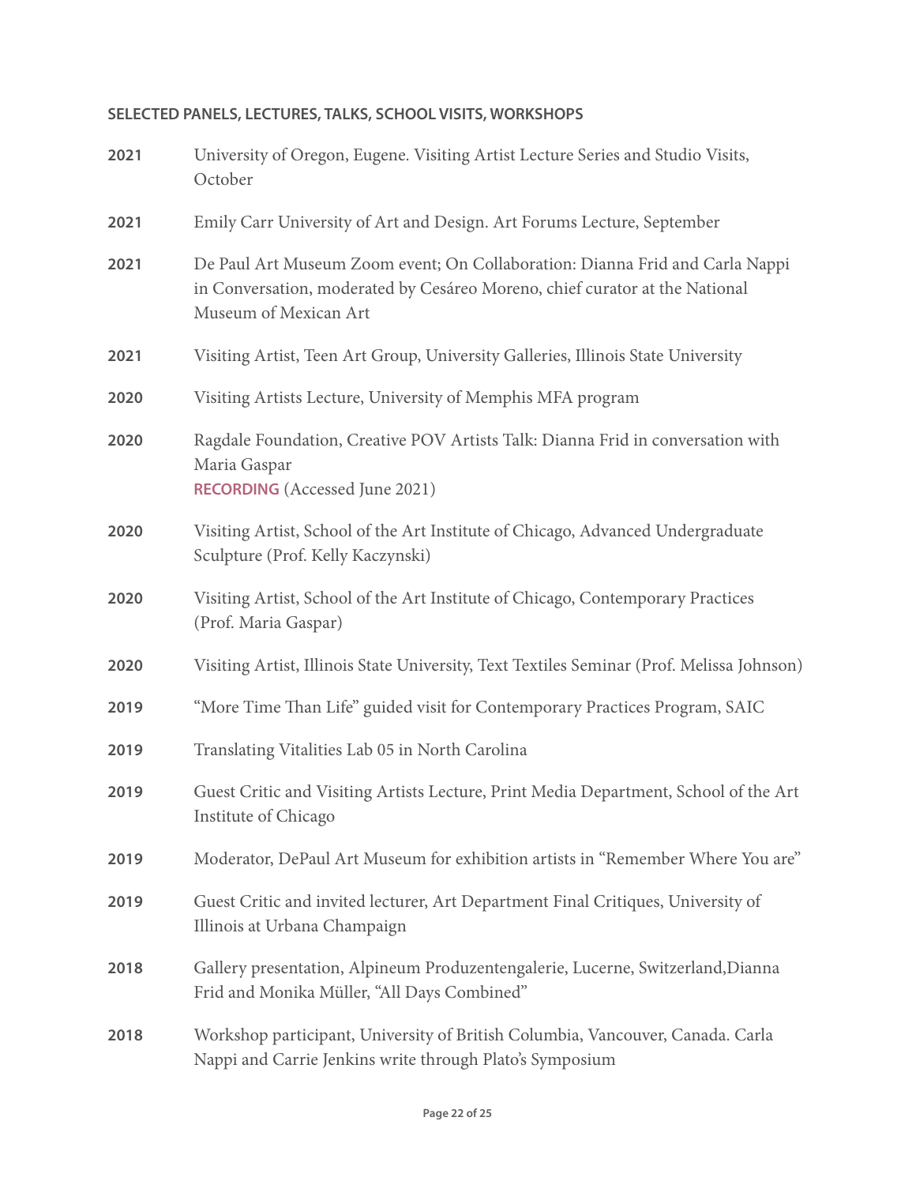**SELECTED PANELS, LECTURES, TALKS, SCHOOL VISITS, WORKSHOPS**

**2021** University of Oregon, Eugene. Visiting Artist Lecture Series and Studio Visits, October

**2021** Emily Carr University of Art and Design. Art Forums Lecture, September

**2021** De Paul Art Museum Zoom event; On Collaboration: Dianna Frid and Carla Nappi in Conversation, moderated by Cesáreo Moreno, chief curator at the National Museum of Mexican Art

**2021** Visiting Artist, Teen Art Group, University Galleries, Illinois State University

**2020** Visiting Artists Lecture, University of Memphis MFA program

**2020** Ragdale Foundation, Creative POV Artists Talk: Dianna Frid in conversation with Maria Gaspar
**RECORDING** (Accessed June 2021)

**2020** Visiting Artist, School of the Art Institute of Chicago, Advanced Undergraduate Sculpture (Prof. Kelly Kaczynski)

**2020** Visiting Artist, School of the Art Institute of Chicago, Contemporary Practices (Prof. Maria Gaspar)

**2020** Visiting Artist, Illinois State University, Text Textiles Seminar (Prof. Melissa Johnson)

**2019** "More Time Than Life" guided visit for Contemporary Practices Program, SAIC

**2019** Translating Vitalities Lab 05 in North Carolina

**2019** Guest Critic and Visiting Artists Lecture, Print Media Department, School of the Art Institute of Chicago

**2019** Moderator, DePaul Art Museum for exhibition artists in "Remember Where You are"

**2019** Guest Critic and invited lecturer, Art Department Final Critiques, University of Illinois at Urbana Champaign

**2018** Gallery presentation, Alpineum Produzentengalerie, Lucerne, Switzerland,Dianna Frid and Monika Müller, "All Days Combined"

**2018** Workshop participant, University of British Columbia, Vancouver, Canada. Carla Nappi and Carrie Jenkins write through Plato's Symposium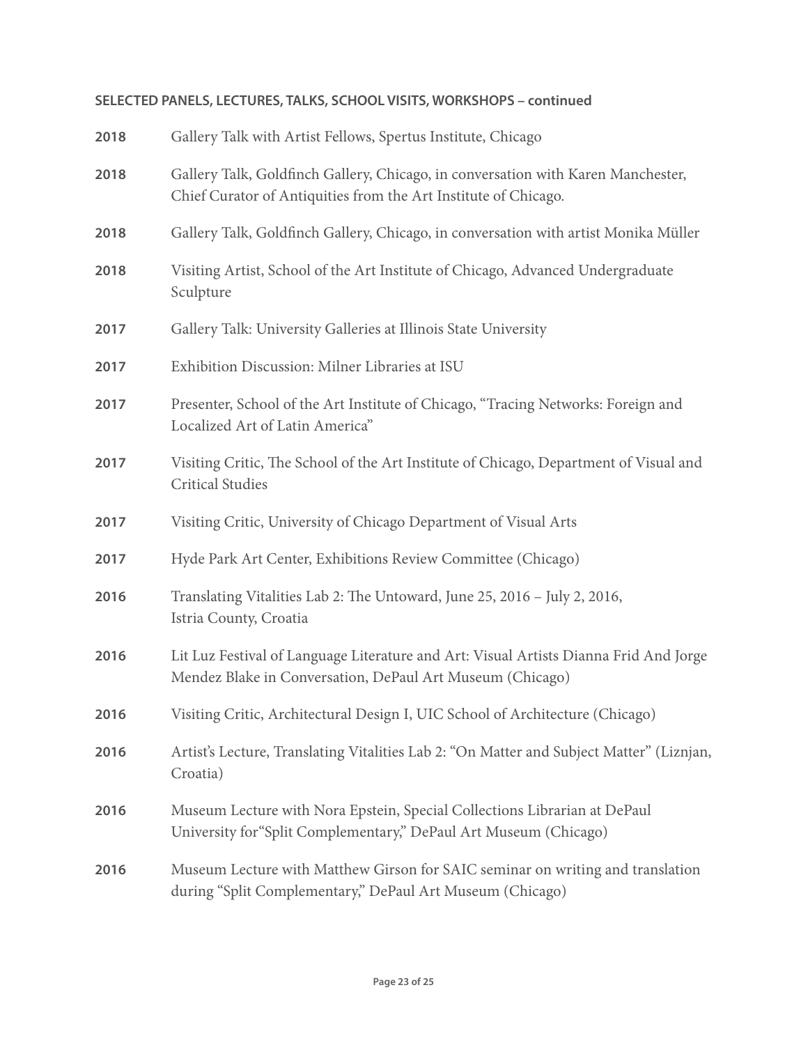**SELECTED PANELS, LECTURES, TALKS, SCHOOL VISITS, WORKSHOPS – continued**

**2018** Gallery Talk with Artist Fellows, Spertus Institute, Chicago

**2018** Gallery Talk, Goldfinch Gallery, Chicago, in conversation with Karen Manchester, Chief Curator of Antiquities from the Art Institute of Chicago.

**2018** Gallery Talk, Goldfinch Gallery, Chicago, in conversation with artist Monika Müller

**2018** Visiting Artist, School of the Art Institute of Chicago, Advanced Undergraduate Sculpture

**2017** Gallery Talk: University Galleries at Illinois State University

**2017** Exhibition Discussion: Milner Libraries at ISU

**2017** Presenter, School of the Art Institute of Chicago, "Tracing Networks: Foreign and Localized Art of Latin America"

**2017** Visiting Critic, The School of the Art Institute of Chicago, Department of Visual and Critical Studies

**2017** Visiting Critic, University of Chicago Department of Visual Arts

**2017** Hyde Park Art Center, Exhibitions Review Committee (Chicago)

**2016** Translating Vitalities Lab 2: The Untoward, June 25, 2016 – July 2, 2016, Istria County, Croatia

**2016** Lit Luz Festival of Language Literature and Art: Visual Artists Dianna Frid And Jorge Mendez Blake in Conversation, DePaul Art Museum (Chicago)

**2016** Visiting Critic, Architectural Design I, UIC School of Architecture (Chicago)

**2016** Artist's Lecture, Translating Vitalities Lab 2: "On Matter and Subject Matter" (Liznjan, Croatia)

**2016** Museum Lecture with Nora Epstein, Special Collections Librarian at DePaul University for"Split Complementary," DePaul Art Museum (Chicago)

**2016** Museum Lecture with Matthew Girson for SAIC seminar on writing and translation during "Split Complementary," DePaul Art Museum (Chicago)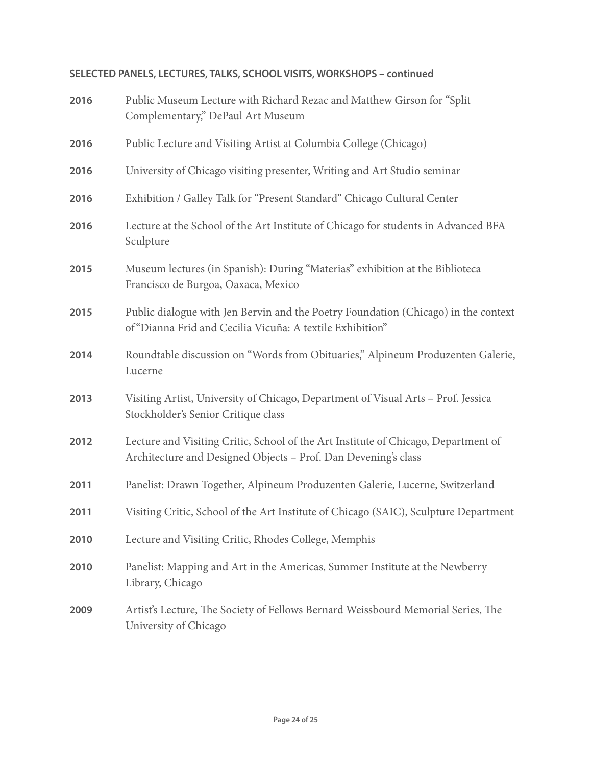**SELECTED PANELS, LECTURES, TALKS, SCHOOL VISITS, WORKSHOPS – continued**

**2016** Public Museum Lecture with Richard Rezac and Matthew Girson for "Split Complementary," DePaul Art Museum

**2016** Public Lecture and Visiting Artist at Columbia College (Chicago)

**2016** University of Chicago visiting presenter, Writing and Art Studio seminar

**2016** Exhibition / Galley Talk for "Present Standard" Chicago Cultural Center

**2016** Lecture at the School of the Art Institute of Chicago for students in Advanced BFA Sculpture

**2015** Museum lectures (in Spanish): During "Materias" exhibition at the Biblioteca Francisco de Burgoa, Oaxaca, Mexico

**2015** Public dialogue with Jen Bervin and the Poetry Foundation (Chicago) in the context of "Dianna Frid and Cecilia Vicuña: A textile Exhibition"

**2014** Roundtable discussion on "Words from Obituaries," Alpineum Produzenten Galerie, Lucerne

**2013** Visiting Artist, University of Chicago, Department of Visual Arts – Prof. Jessica Stockholder's Senior Critique class

**2012** Lecture and Visiting Critic, School of the Art Institute of Chicago, Department of Architecture and Designed Objects – Prof. Dan Devening's class

**2011** Panelist: Drawn Together, Alpineum Produzenten Galerie, Lucerne, Switzerland

**2011** Visiting Critic, School of the Art Institute of Chicago (SAIC), Sculpture Department

**2010** Lecture and Visiting Critic, Rhodes College, Memphis

**2010** Panelist: Mapping and Art in the Americas, Summer Institute at the Newberry Library, Chicago

**2009** Artist's Lecture, The Society of Fellows Bernard Weissbourd Memorial Series, The University of Chicago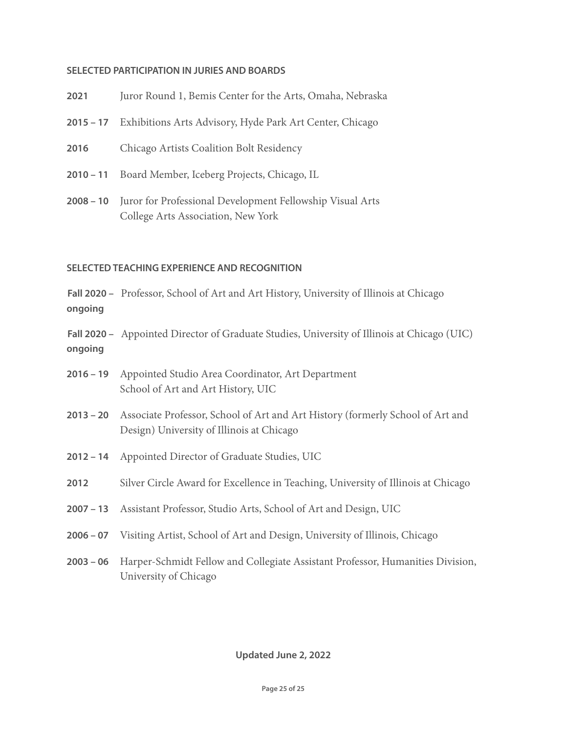## SELECTED PARTICIPATION IN JURIES AND BOARDS

**2021** Juror Round 1, Bemis Center for the Arts, Omaha, Nebraska

**2015 – 17** Exhibitions Arts Advisory, Hyde Park Art Center, Chicago

**2016** Chicago Artists Coalition Bolt Residency

**2010 – 11** Board Member, Iceberg Projects, Chicago, IL

**2008 – 10** Juror for Professional Development Fellowship Visual Arts
College Arts Association, New York

## SELECTED TEACHING EXPERIENCE AND RECOGNITION

**Fall 2020 – ongoing** Professor, School of Art and Art History, University of Illinois at Chicago

**Fall 2020 – ongoing** Appointed Director of Graduate Studies, University of Illinois at Chicago (UIC)

**2016 – 19** Appointed Studio Area Coordinator, Art Department
School of Art and Art History, UIC

**2013 – 20** Associate Professor, School of Art and Art History (formerly School of Art and Design) University of Illinois at Chicago

**2012 – 14** Appointed Director of Graduate Studies, UIC

**2012** Silver Circle Award for Excellence in Teaching, University of Illinois at Chicago

**2007 – 13** Assistant Professor, Studio Arts, School of Art and Design, UIC

**2006 – 07** Visiting Artist, School of Art and Design, University of Illinois, Chicago

**2003 – 06** Harper-Schmidt Fellow and Collegiate Assistant Professor, Humanities Division, University of Chicago

**Updated June 2, 2022**